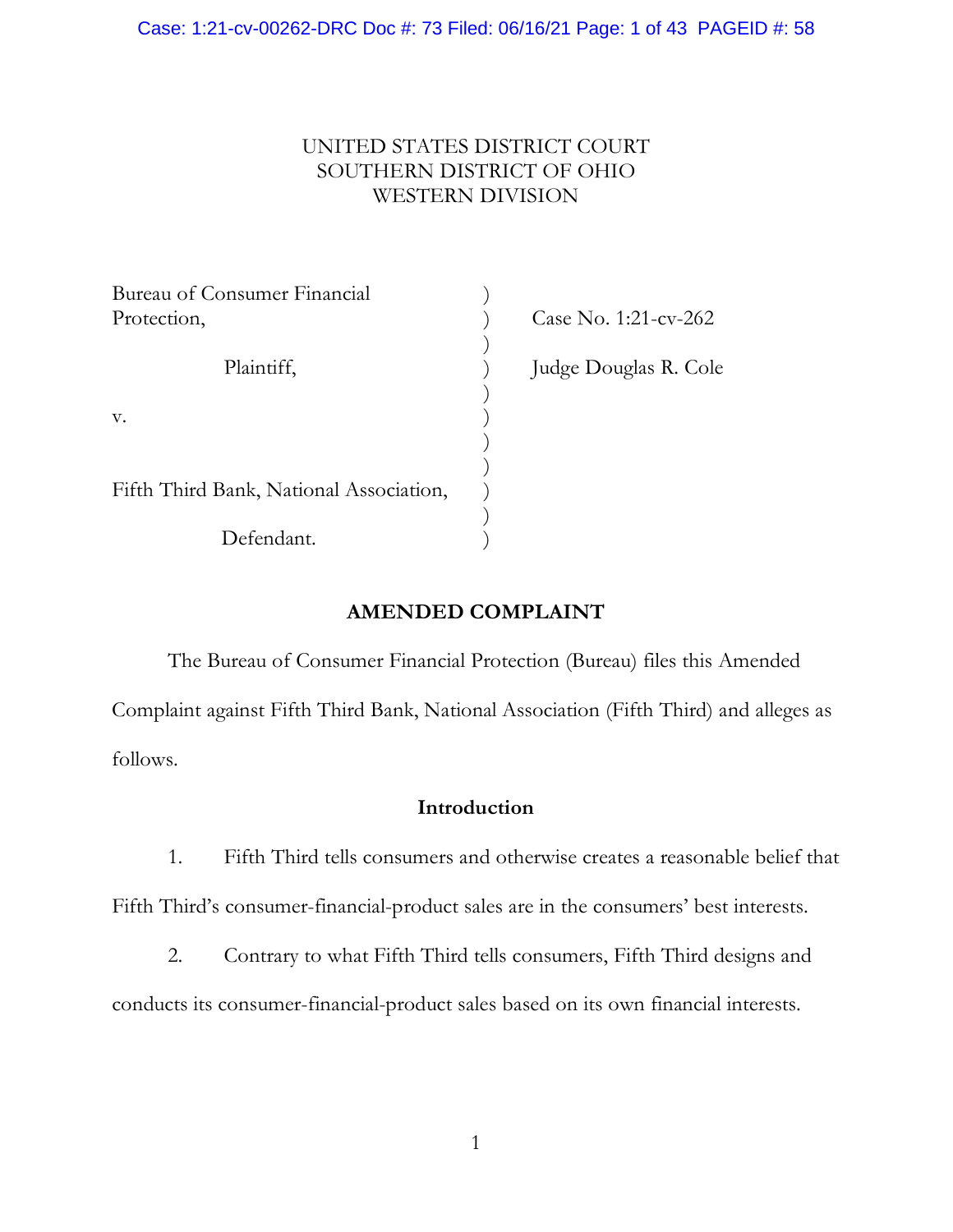UNITED STATES DISTRICT COURT
SOUTHERN DISTRICT OF OHIO
WESTERN DIVISION

| | | |
|---|---|---|
| Bureau of Consumer Financial Protection, | ) | Case No. 1:21-cv-262 |
| Plaintiff, | ) | Judge Douglas R. Cole |
| v. | ) | |
| Fifth Third Bank, National Association, | ) | |
| Defendant. | ) | |

## AMENDED COMPLAINT

The Bureau of Consumer Financial Protection (Bureau) files this Amended Complaint against Fifth Third Bank, National Association (Fifth Third) and alleges as follows.

### Introduction

1. Fifth Third tells consumers and otherwise creates a reasonable belief that Fifth Third's consumer-financial-product sales are in the consumers' best interests.

2. Contrary to what Fifth Third tells consumers, Fifth Third designs and conducts its consumer-financial-product sales based on its own financial interests.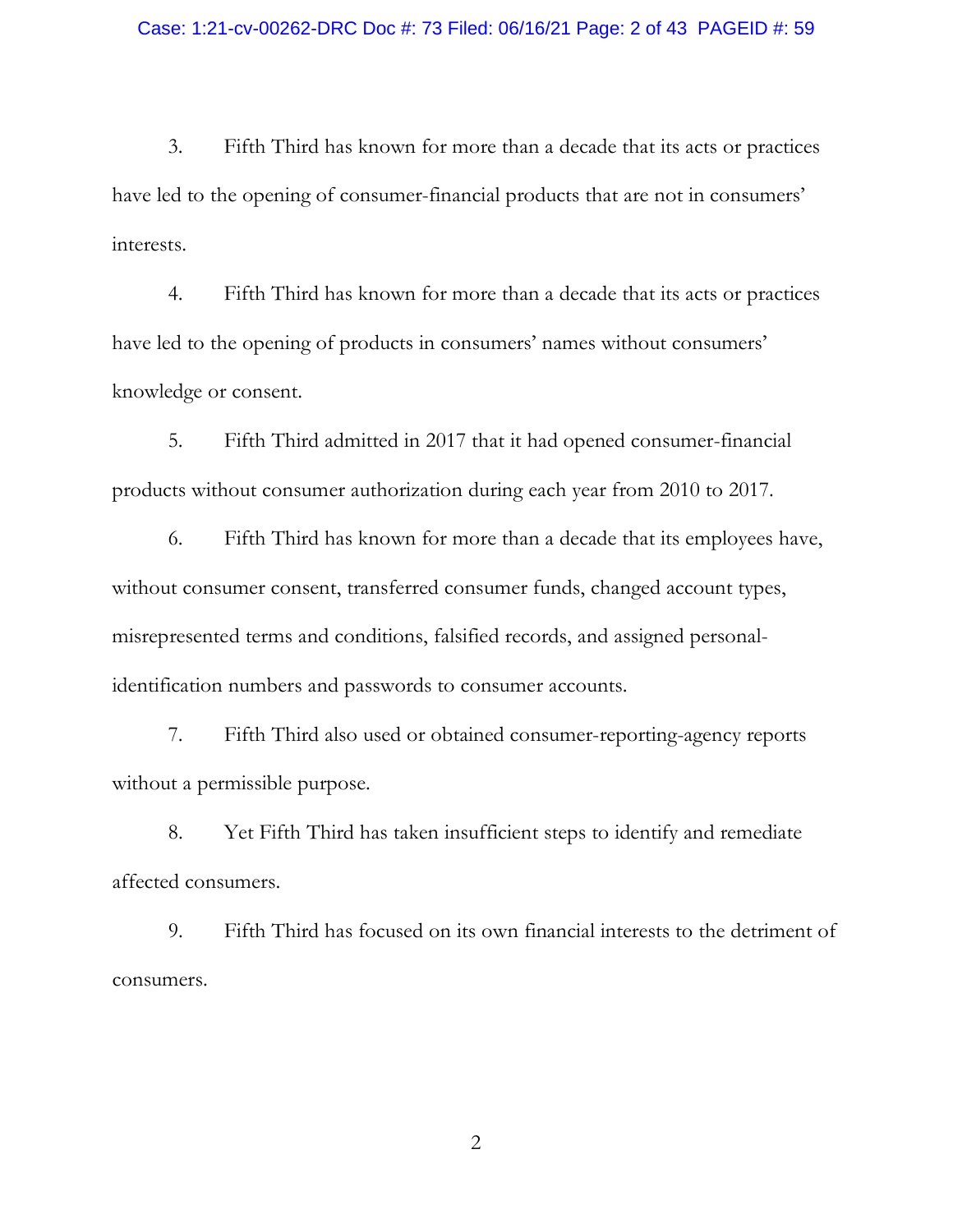3. Fifth Third has known for more than a decade that its acts or practices have led to the opening of consumer-financial products that are not in consumers' interests.

4. Fifth Third has known for more than a decade that its acts or practices have led to the opening of products in consumers' names without consumers' knowledge or consent.

5. Fifth Third admitted in 2017 that it had opened consumer-financial products without consumer authorization during each year from 2010 to 2017.

6. Fifth Third has known for more than a decade that its employees have, without consumer consent, transferred consumer funds, changed account types, misrepresented terms and conditions, falsified records, and assigned personal-identification numbers and passwords to consumer accounts.

7. Fifth Third also used or obtained consumer-reporting-agency reports without a permissible purpose.

8. Yet Fifth Third has taken insufficient steps to identify and remediate affected consumers.

9. Fifth Third has focused on its own financial interests to the detriment of consumers.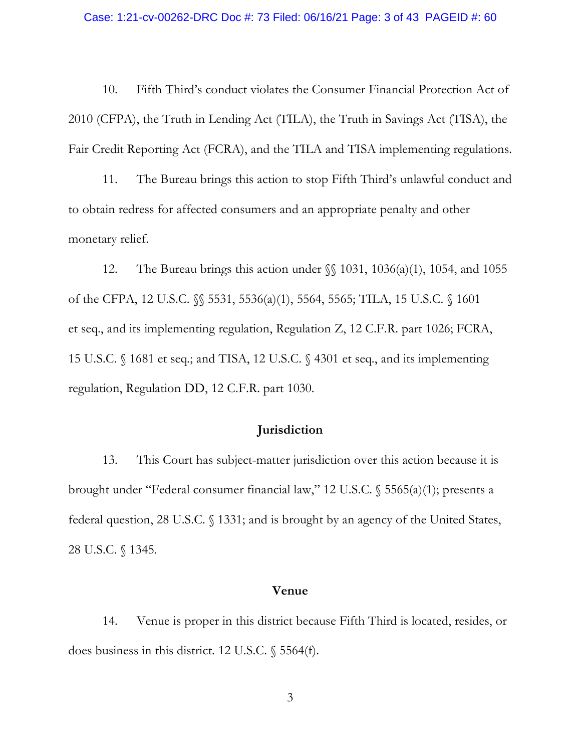10. Fifth Third's conduct violates the Consumer Financial Protection Act of 2010 (CFPA), the Truth in Lending Act (TILA), the Truth in Savings Act (TISA), the Fair Credit Reporting Act (FCRA), and the TILA and TISA implementing regulations.

11. The Bureau brings this action to stop Fifth Third's unlawful conduct and to obtain redress for affected consumers and an appropriate penalty and other monetary relief.

12. The Bureau brings this action under §§ 1031, 1036(a)(1), 1054, and 1055 of the CFPA, 12 U.S.C. §§ 5531, 5536(a)(1), 5564, 5565; TILA, 15 U.S.C. § 1601 et seq., and its implementing regulation, Regulation Z, 12 C.F.R. part 1026; FCRA, 15 U.S.C. § 1681 et seq.; and TISA, 12 U.S.C. § 4301 et seq., and its implementing regulation, Regulation DD, 12 C.F.R. part 1030.

## Jurisdiction

13. This Court has subject-matter jurisdiction over this action because it is brought under "Federal consumer financial law," 12 U.S.C. § 5565(a)(1); presents a federal question, 28 U.S.C. § 1331; and is brought by an agency of the United States, 28 U.S.C. § 1345.

## Venue

14. Venue is proper in this district because Fifth Third is located, resides, or does business in this district. 12 U.S.C. § 5564(f).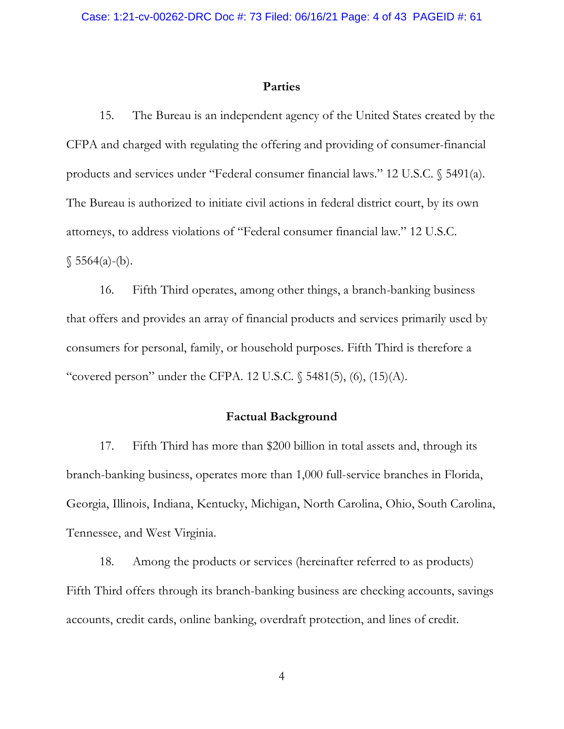## Parties

15. The Bureau is an independent agency of the United States created by the CFPA and charged with regulating the offering and providing of consumer-financial products and services under "Federal consumer financial laws." 12 U.S.C. § 5491(a). The Bureau is authorized to initiate civil actions in federal district court, by its own attorneys, to address violations of "Federal consumer financial law." 12 U.S.C. § 5564(a)-(b).

16. Fifth Third operates, among other things, a branch-banking business that offers and provides an array of financial products and services primarily used by consumers for personal, family, or household purposes. Fifth Third is therefore a "covered person" under the CFPA. 12 U.S.C. § 5481(5), (6), (15)(A).

## Factual Background

17. Fifth Third has more than $200 billion in total assets and, through its branch-banking business, operates more than 1,000 full-service branches in Florida, Georgia, Illinois, Indiana, Kentucky, Michigan, North Carolina, Ohio, South Carolina, Tennessee, and West Virginia.

18. Among the products or services (hereinafter referred to as products) Fifth Third offers through its branch-banking business are checking accounts, savings accounts, credit cards, online banking, overdraft protection, and lines of credit.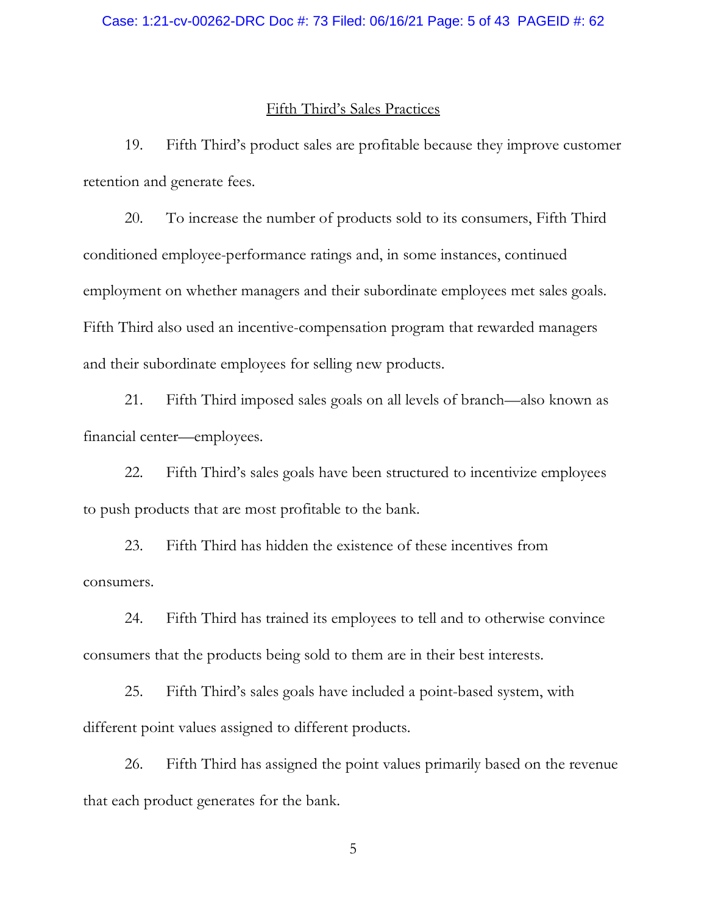## Fifth Third's Sales Practices

19. Fifth Third's product sales are profitable because they improve customer retention and generate fees.

20. To increase the number of products sold to its consumers, Fifth Third conditioned employee-performance ratings and, in some instances, continued employment on whether managers and their subordinate employees met sales goals. Fifth Third also used an incentive-compensation program that rewarded managers and their subordinate employees for selling new products.

21. Fifth Third imposed sales goals on all levels of branch—also known as financial center—employees.

22. Fifth Third's sales goals have been structured to incentivize employees to push products that are most profitable to the bank.

23. Fifth Third has hidden the existence of these incentives from consumers.

24. Fifth Third has trained its employees to tell and to otherwise convince consumers that the products being sold to them are in their best interests.

25. Fifth Third's sales goals have included a point-based system, with different point values assigned to different products.

26. Fifth Third has assigned the point values primarily based on the revenue that each product generates for the bank.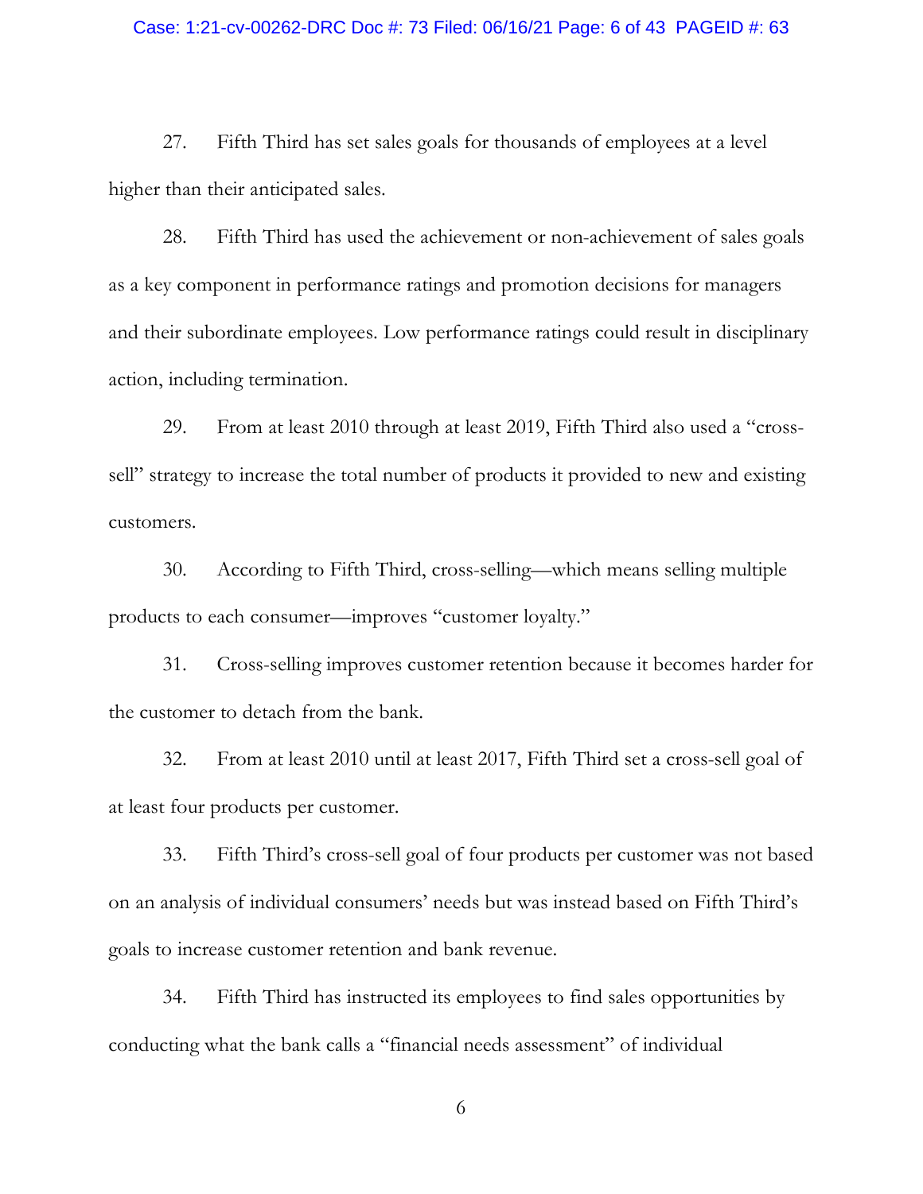27. Fifth Third has set sales goals for thousands of employees at a level higher than their anticipated sales.

28. Fifth Third has used the achievement or non-achievement of sales goals as a key component in performance ratings and promotion decisions for managers and their subordinate employees. Low performance ratings could result in disciplinary action, including termination.

29. From at least 2010 through at least 2019, Fifth Third also used a "cross-sell" strategy to increase the total number of products it provided to new and existing customers.

30. According to Fifth Third, cross-selling—which means selling multiple products to each consumer—improves "customer loyalty."

31. Cross-selling improves customer retention because it becomes harder for the customer to detach from the bank.

32. From at least 2010 until at least 2017, Fifth Third set a cross-sell goal of at least four products per customer.

33. Fifth Third's cross-sell goal of four products per customer was not based on an analysis of individual consumers' needs but was instead based on Fifth Third's goals to increase customer retention and bank revenue.

34. Fifth Third has instructed its employees to find sales opportunities by conducting what the bank calls a "financial needs assessment" of individual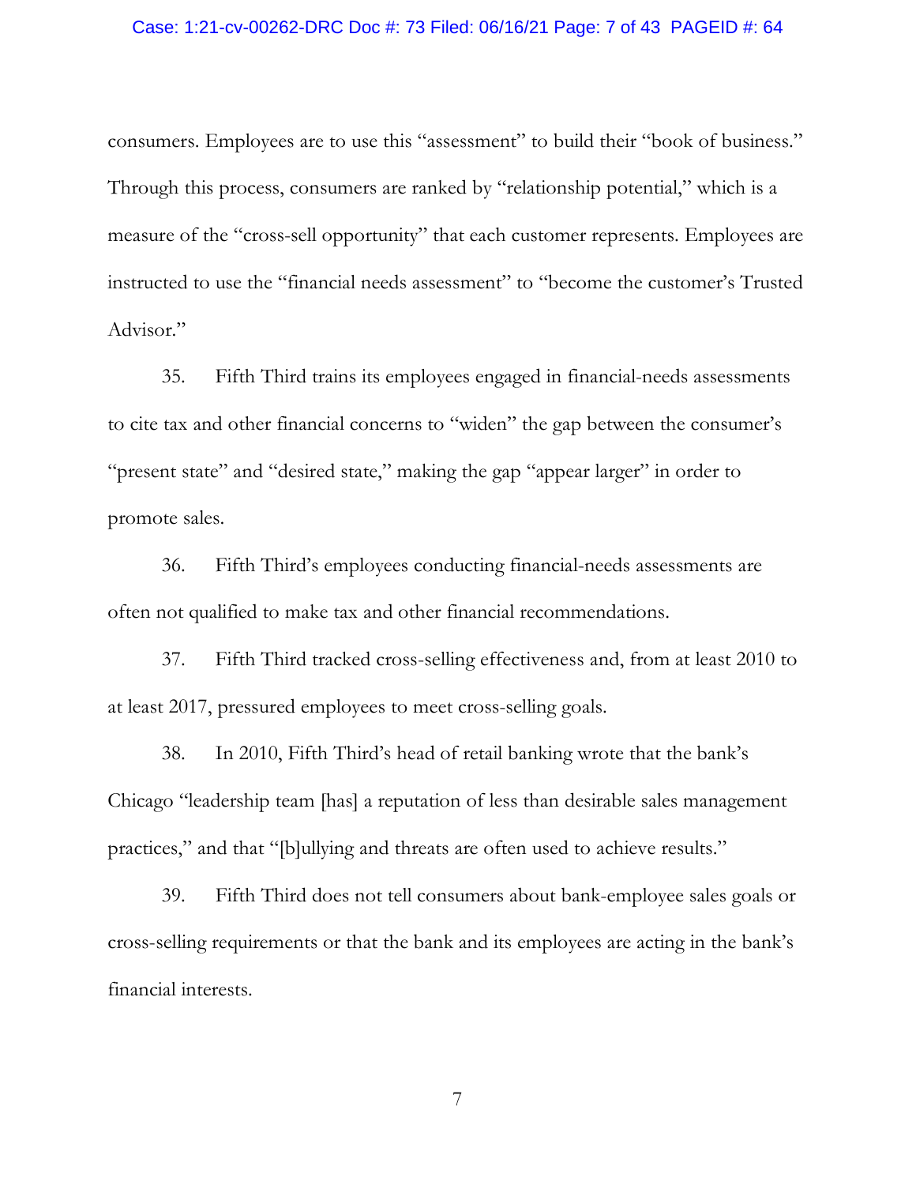consumers. Employees are to use this "assessment" to build their "book of business." Through this process, consumers are ranked by "relationship potential," which is a measure of the "cross-sell opportunity" that each customer represents. Employees are instructed to use the "financial needs assessment" to "become the customer's Trusted Advisor."

35. Fifth Third trains its employees engaged in financial-needs assessments to cite tax and other financial concerns to "widen" the gap between the consumer's "present state" and "desired state," making the gap "appear larger" in order to promote sales.

36. Fifth Third's employees conducting financial-needs assessments are often not qualified to make tax and other financial recommendations.

37. Fifth Third tracked cross-selling effectiveness and, from at least 2010 to at least 2017, pressured employees to meet cross-selling goals.

38. In 2010, Fifth Third's head of retail banking wrote that the bank's Chicago "leadership team [has] a reputation of less than desirable sales management practices," and that "[b]ullying and threats are often used to achieve results."

39. Fifth Third does not tell consumers about bank-employee sales goals or cross-selling requirements or that the bank and its employees are acting in the bank's financial interests.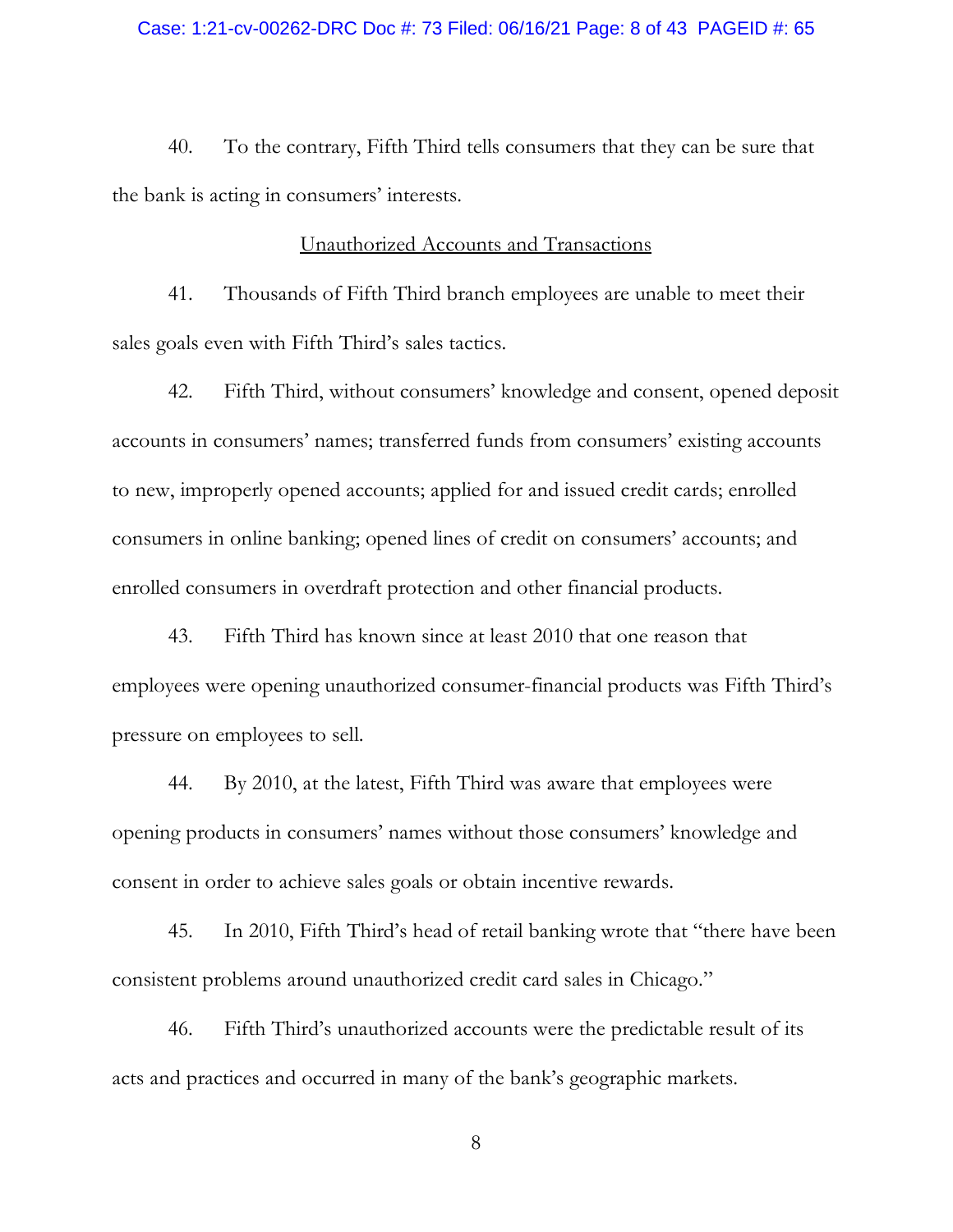40. To the contrary, Fifth Third tells consumers that they can be sure that the bank is acting in consumers' interests.

Unauthorized Accounts and Transactions

41. Thousands of Fifth Third branch employees are unable to meet their sales goals even with Fifth Third's sales tactics.

42. Fifth Third, without consumers' knowledge and consent, opened deposit accounts in consumers' names; transferred funds from consumers' existing accounts to new, improperly opened accounts; applied for and issued credit cards; enrolled consumers in online banking; opened lines of credit on consumers' accounts; and enrolled consumers in overdraft protection and other financial products.

43. Fifth Third has known since at least 2010 that one reason that employees were opening unauthorized consumer-financial products was Fifth Third's pressure on employees to sell.

44. By 2010, at the latest, Fifth Third was aware that employees were opening products in consumers' names without those consumers' knowledge and consent in order to achieve sales goals or obtain incentive rewards.

45. In 2010, Fifth Third's head of retail banking wrote that "there have been consistent problems around unauthorized credit card sales in Chicago."

46. Fifth Third's unauthorized accounts were the predictable result of its acts and practices and occurred in many of the bank's geographic markets.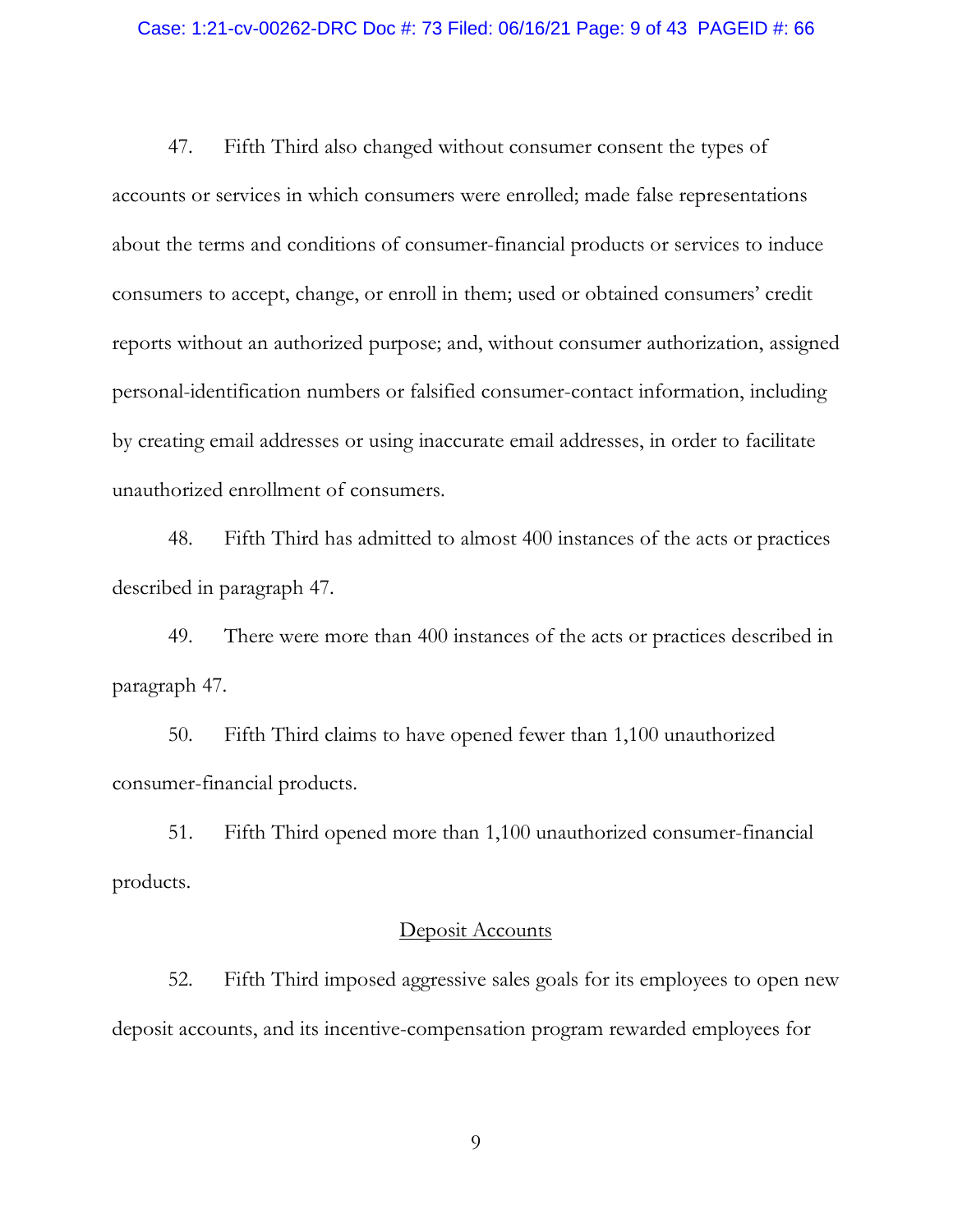47. Fifth Third also changed without consumer consent the types of accounts or services in which consumers were enrolled; made false representations about the terms and conditions of consumer-financial products or services to induce consumers to accept, change, or enroll in them; used or obtained consumers' credit reports without an authorized purpose; and, without consumer authorization, assigned personal-identification numbers or falsified consumer-contact information, including by creating email addresses or using inaccurate email addresses, in order to facilitate unauthorized enrollment of consumers.

48. Fifth Third has admitted to almost 400 instances of the acts or practices described in paragraph 47.

49. There were more than 400 instances of the acts or practices described in paragraph 47.

50. Fifth Third claims to have opened fewer than 1,100 unauthorized consumer-financial products.

51. Fifth Third opened more than 1,100 unauthorized consumer-financial products.

<u>Deposit Accounts</u>

52. Fifth Third imposed aggressive sales goals for its employees to open new deposit accounts, and its incentive-compensation program rewarded employees for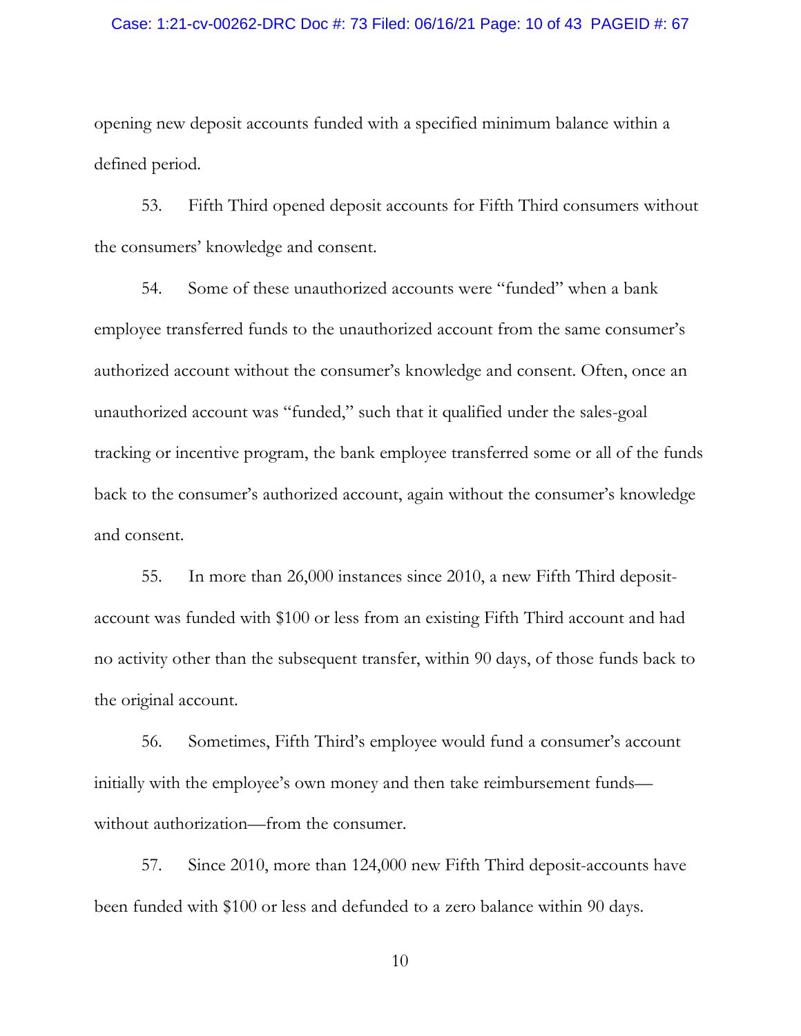opening new deposit accounts funded with a specified minimum balance within a defined period.

53. Fifth Third opened deposit accounts for Fifth Third consumers without the consumers' knowledge and consent.

54. Some of these unauthorized accounts were "funded" when a bank employee transferred funds to the unauthorized account from the same consumer's authorized account without the consumer's knowledge and consent. Often, once an unauthorized account was "funded," such that it qualified under the sales-goal tracking or incentive program, the bank employee transferred some or all of the funds back to the consumer's authorized account, again without the consumer's knowledge and consent.

55. In more than 26,000 instances since 2010, a new Fifth Third deposit-account was funded with $100 or less from an existing Fifth Third account and had no activity other than the subsequent transfer, within 90 days, of those funds back to the original account.

56. Sometimes, Fifth Third's employee would fund a consumer's account initially with the employee's own money and then take reimbursement funds—without authorization—from the consumer.

57. Since 2010, more than 124,000 new Fifth Third deposit-accounts have been funded with $100 or less and defunded to a zero balance within 90 days.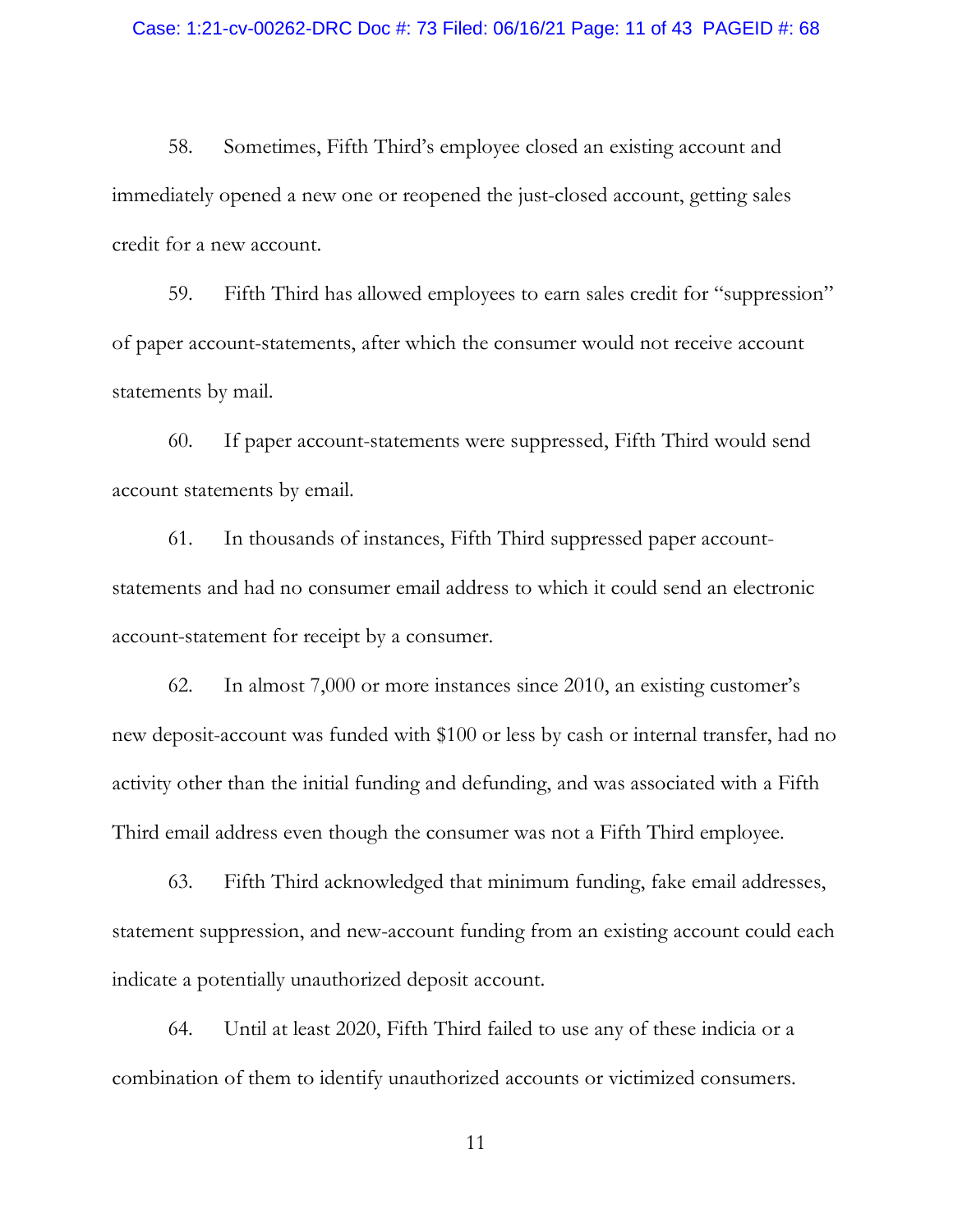58. Sometimes, Fifth Third's employee closed an existing account and immediately opened a new one or reopened the just-closed account, getting sales credit for a new account.

59. Fifth Third has allowed employees to earn sales credit for "suppression" of paper account-statements, after which the consumer would not receive account statements by mail.

60. If paper account-statements were suppressed, Fifth Third would send account statements by email.

61. In thousands of instances, Fifth Third suppressed paper account-statements and had no consumer email address to which it could send an electronic account-statement for receipt by a consumer.

62. In almost 7,000 or more instances since 2010, an existing customer's new deposit-account was funded with $100 or less by cash or internal transfer, had no activity other than the initial funding and defunding, and was associated with a Fifth Third email address even though the consumer was not a Fifth Third employee.

63. Fifth Third acknowledged that minimum funding, fake email addresses, statement suppression, and new-account funding from an existing account could each indicate a potentially unauthorized deposit account.

64. Until at least 2020, Fifth Third failed to use any of these indicia or a combination of them to identify unauthorized accounts or victimized consumers.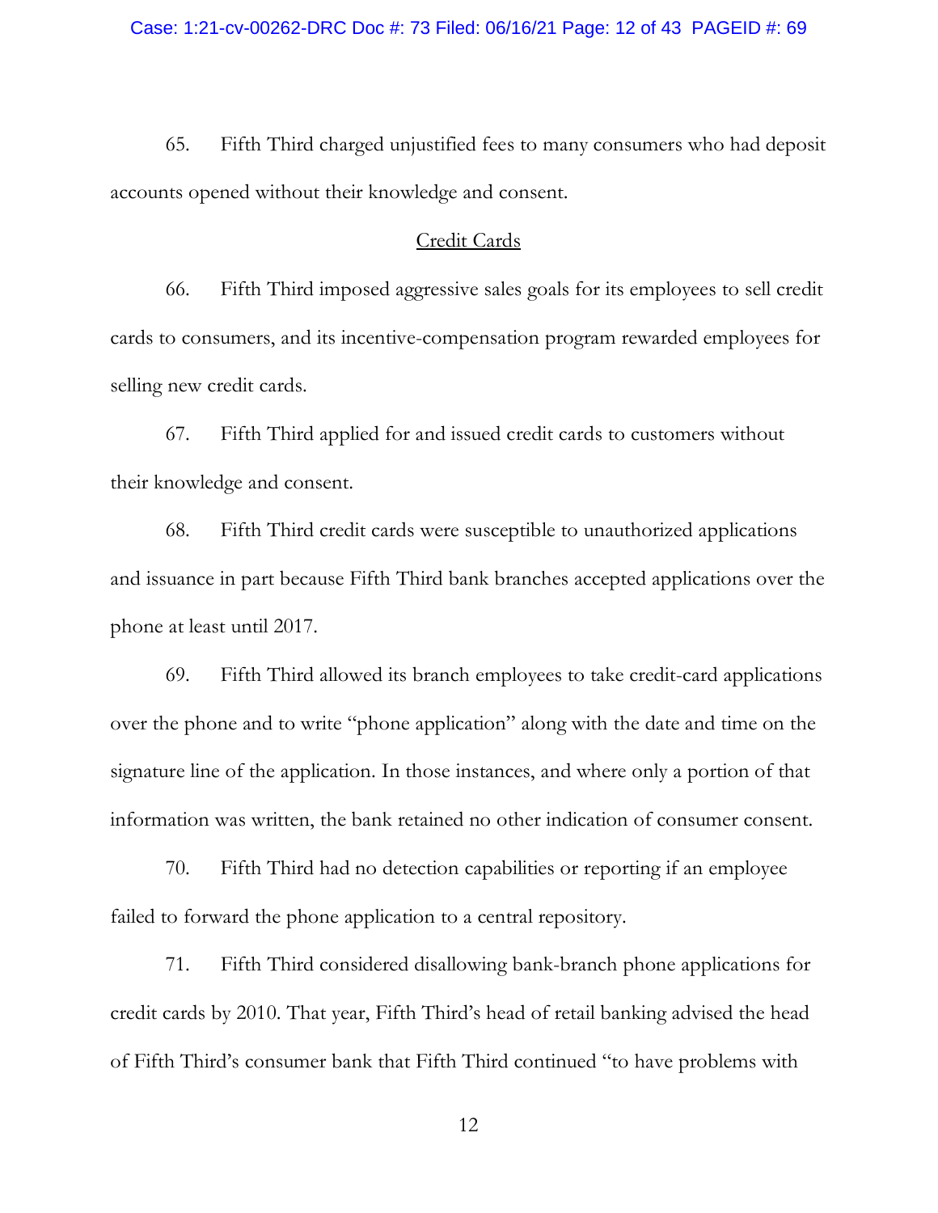65. Fifth Third charged unjustified fees to many consumers who had deposit accounts opened without their knowledge and consent.

## Credit Cards

66. Fifth Third imposed aggressive sales goals for its employees to sell credit cards to consumers, and its incentive-compensation program rewarded employees for selling new credit cards.

67. Fifth Third applied for and issued credit cards to customers without their knowledge and consent.

68. Fifth Third credit cards were susceptible to unauthorized applications and issuance in part because Fifth Third bank branches accepted applications over the phone at least until 2017.

69. Fifth Third allowed its branch employees to take credit-card applications over the phone and to write "phone application" along with the date and time on the signature line of the application. In those instances, and where only a portion of that information was written, the bank retained no other indication of consumer consent.

70. Fifth Third had no detection capabilities or reporting if an employee failed to forward the phone application to a central repository.

71. Fifth Third considered disallowing bank-branch phone applications for credit cards by 2010. That year, Fifth Third's head of retail banking advised the head of Fifth Third's consumer bank that Fifth Third continued "to have problems with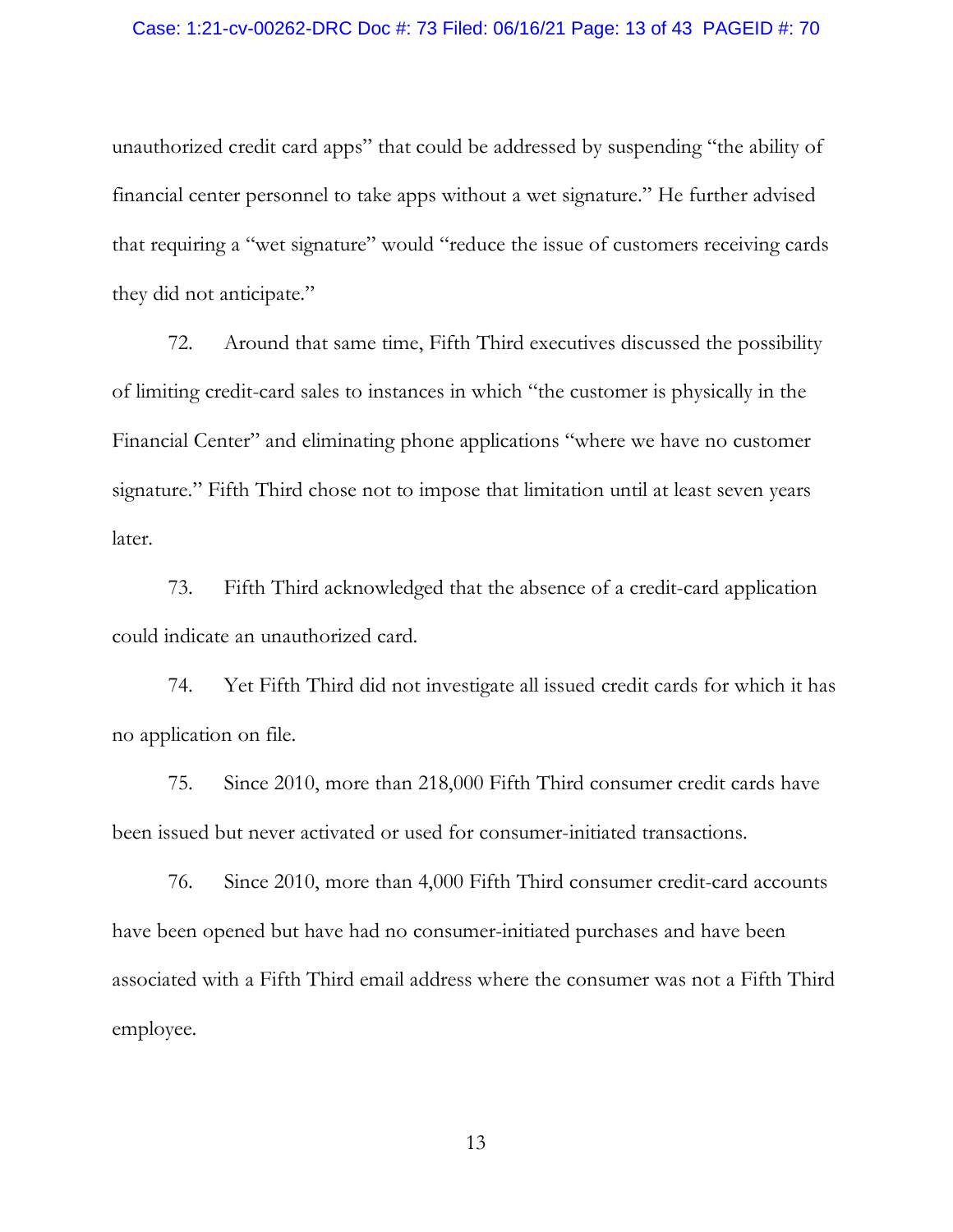unauthorized credit card apps" that could be addressed by suspending "the ability of financial center personnel to take apps without a wet signature." He further advised that requiring a "wet signature" would "reduce the issue of customers receiving cards they did not anticipate."

72. Around that same time, Fifth Third executives discussed the possibility of limiting credit-card sales to instances in which "the customer is physically in the Financial Center" and eliminating phone applications "where we have no customer signature." Fifth Third chose not to impose that limitation until at least seven years later.

73. Fifth Third acknowledged that the absence of a credit-card application could indicate an unauthorized card.

74. Yet Fifth Third did not investigate all issued credit cards for which it has no application on file.

75. Since 2010, more than 218,000 Fifth Third consumer credit cards have been issued but never activated or used for consumer-initiated transactions.

76. Since 2010, more than 4,000 Fifth Third consumer credit-card accounts have been opened but have had no consumer-initiated purchases and have been associated with a Fifth Third email address where the consumer was not a Fifth Third employee.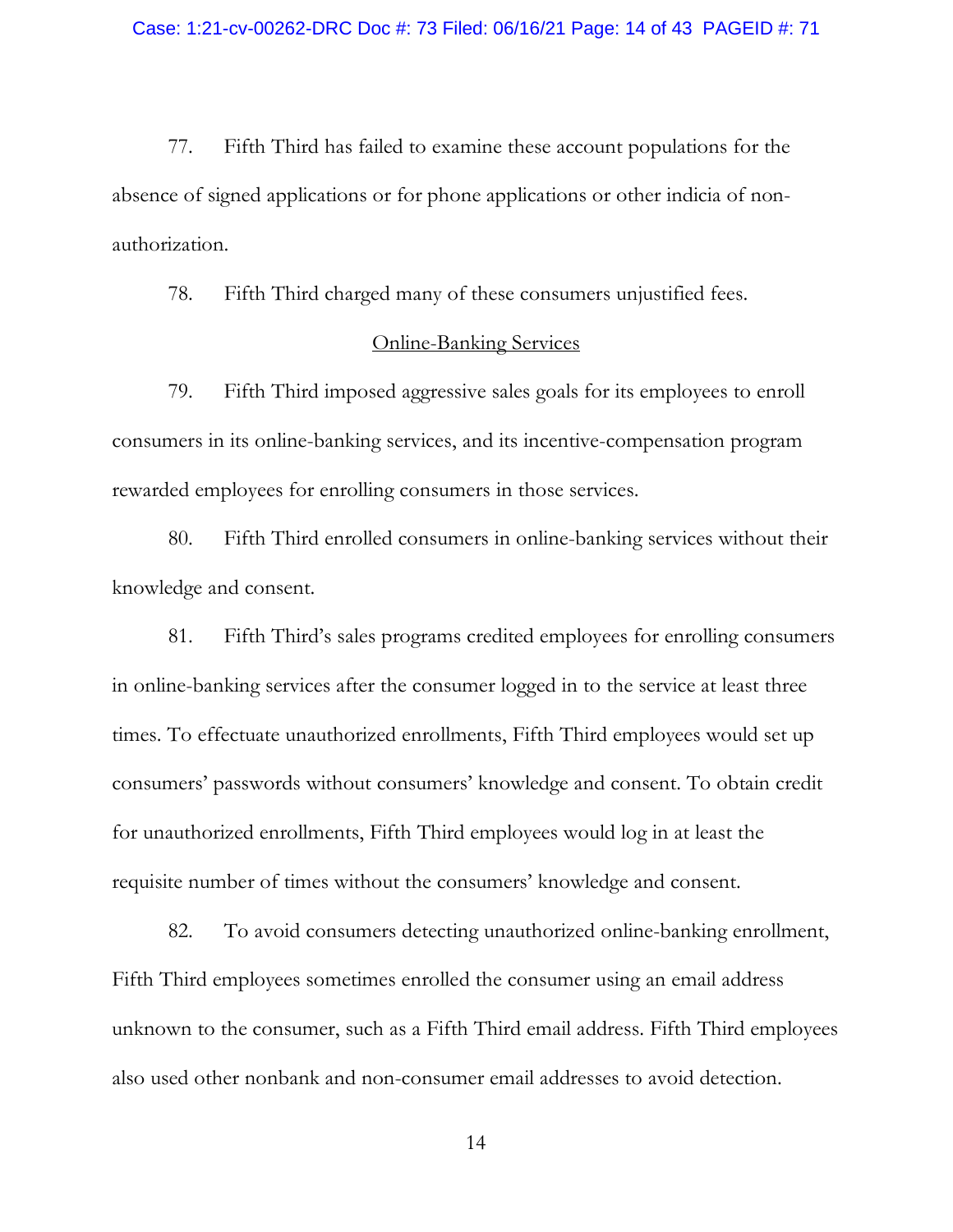77. Fifth Third has failed to examine these account populations for the absence of signed applications or for phone applications or other indicia of non-authorization.

78. Fifth Third charged many of these consumers unjustified fees.

<u>Online-Banking Services</u>

79. Fifth Third imposed aggressive sales goals for its employees to enroll consumers in its online-banking services, and its incentive-compensation program rewarded employees for enrolling consumers in those services.

80. Fifth Third enrolled consumers in online-banking services without their knowledge and consent.

81. Fifth Third's sales programs credited employees for enrolling consumers in online-banking services after the consumer logged in to the service at least three times. To effectuate unauthorized enrollments, Fifth Third employees would set up consumers' passwords without consumers' knowledge and consent. To obtain credit for unauthorized enrollments, Fifth Third employees would log in at least the requisite number of times without the consumers' knowledge and consent.

82. To avoid consumers detecting unauthorized online-banking enrollment, Fifth Third employees sometimes enrolled the consumer using an email address unknown to the consumer, such as a Fifth Third email address. Fifth Third employees also used other nonbank and non-consumer email addresses to avoid detection.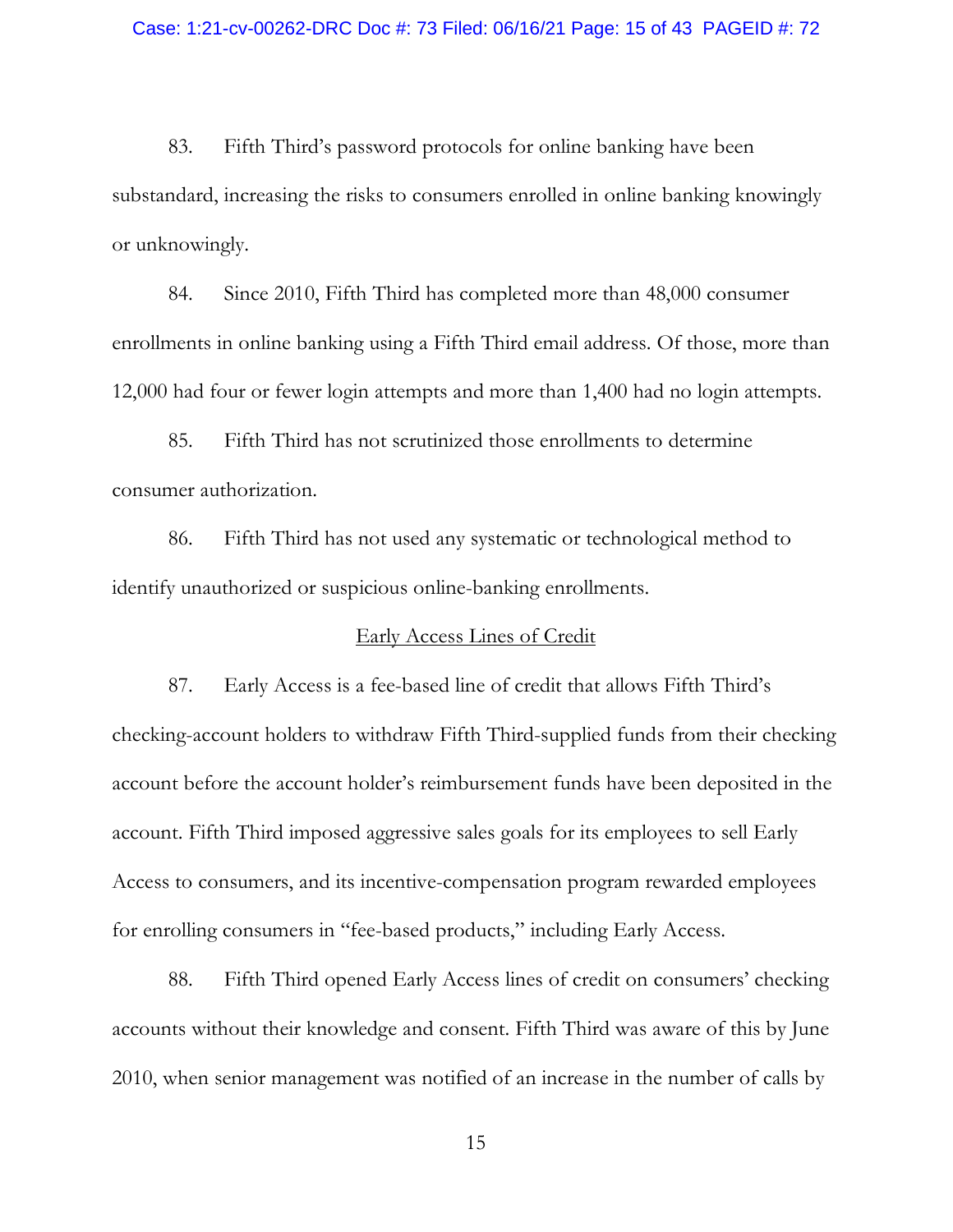83. Fifth Third's password protocols for online banking have been substandard, increasing the risks to consumers enrolled in online banking knowingly or unknowingly.

84. Since 2010, Fifth Third has completed more than 48,000 consumer enrollments in online banking using a Fifth Third email address. Of those, more than 12,000 had four or fewer login attempts and more than 1,400 had no login attempts.

85. Fifth Third has not scrutinized those enrollments to determine consumer authorization.

86. Fifth Third has not used any systematic or technological method to identify unauthorized or suspicious online-banking enrollments.

<u>Early Access Lines of Credit</u>

87. Early Access is a fee-based line of credit that allows Fifth Third's checking-account holders to withdraw Fifth Third-supplied funds from their checking account before the account holder's reimbursement funds have been deposited in the account. Fifth Third imposed aggressive sales goals for its employees to sell Early Access to consumers, and its incentive-compensation program rewarded employees for enrolling consumers in "fee-based products," including Early Access.

88. Fifth Third opened Early Access lines of credit on consumers' checking accounts without their knowledge and consent. Fifth Third was aware of this by June 2010, when senior management was notified of an increase in the number of calls by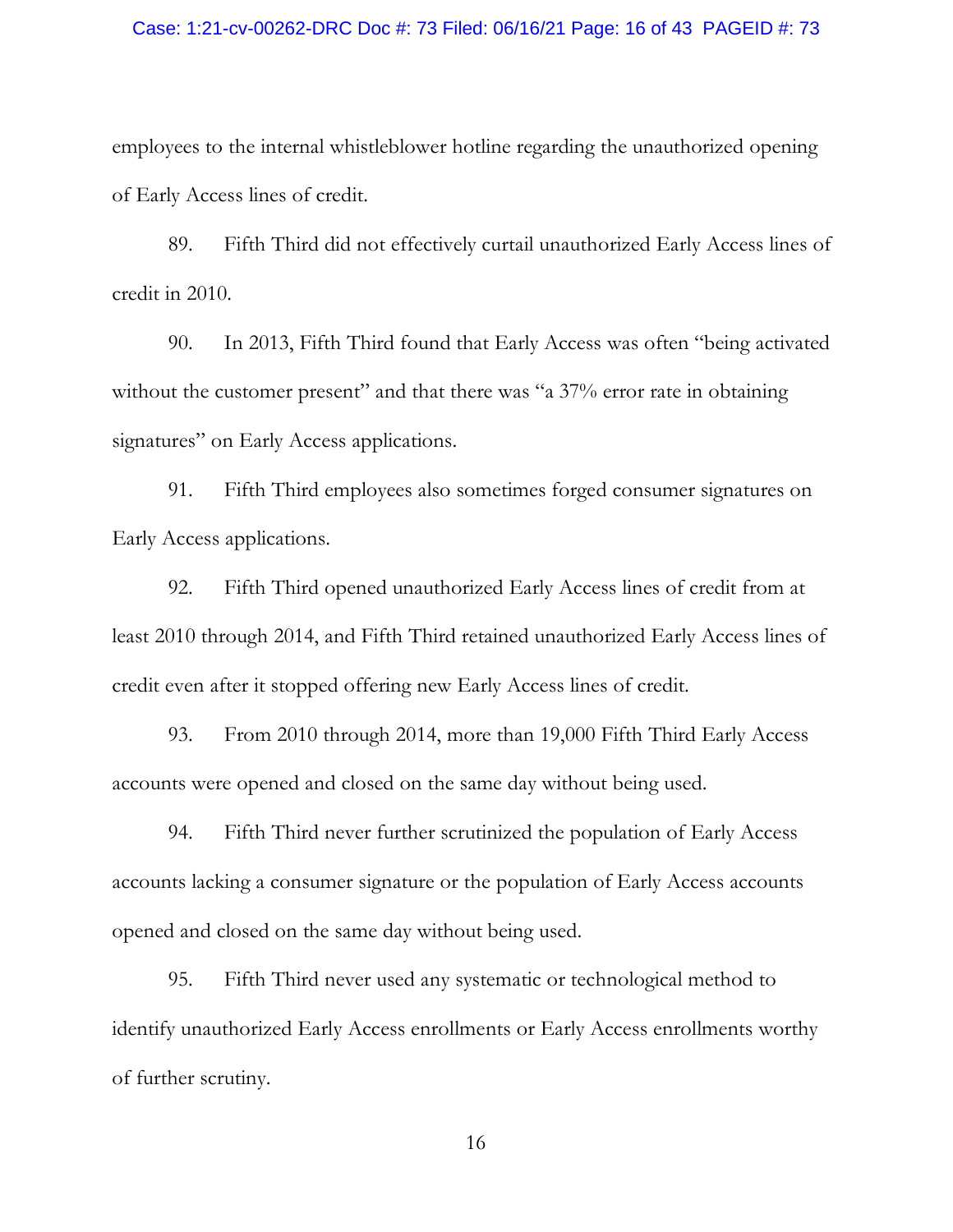employees to the internal whistleblower hotline regarding the unauthorized opening of Early Access lines of credit.

89. Fifth Third did not effectively curtail unauthorized Early Access lines of credit in 2010.

90. In 2013, Fifth Third found that Early Access was often "being activated without the customer present" and that there was "a 37% error rate in obtaining signatures" on Early Access applications.

91. Fifth Third employees also sometimes forged consumer signatures on Early Access applications.

92. Fifth Third opened unauthorized Early Access lines of credit from at least 2010 through 2014, and Fifth Third retained unauthorized Early Access lines of credit even after it stopped offering new Early Access lines of credit.

93. From 2010 through 2014, more than 19,000 Fifth Third Early Access accounts were opened and closed on the same day without being used.

94. Fifth Third never further scrutinized the population of Early Access accounts lacking a consumer signature or the population of Early Access accounts opened and closed on the same day without being used.

95. Fifth Third never used any systematic or technological method to identify unauthorized Early Access enrollments or Early Access enrollments worthy of further scrutiny.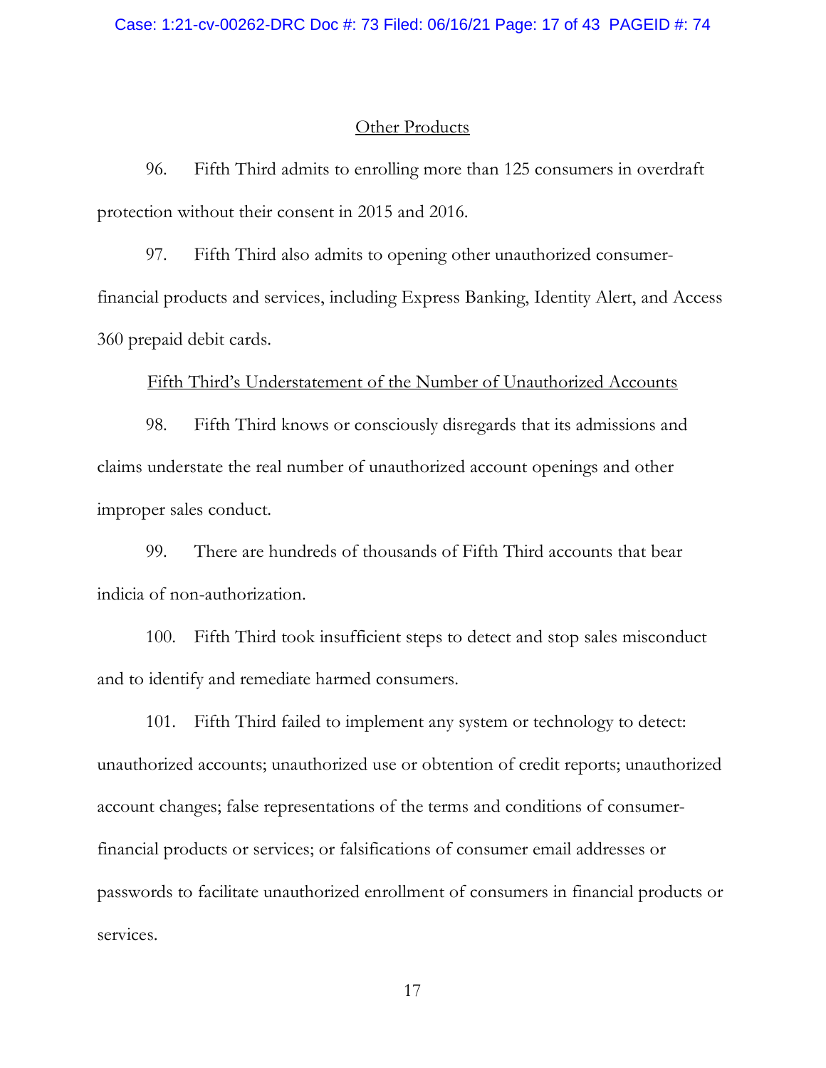<u>Other Products</u>

96. Fifth Third admits to enrolling more than 125 consumers in overdraft protection without their consent in 2015 and 2016.

97. Fifth Third also admits to opening other unauthorized consumer-financial products and services, including Express Banking, Identity Alert, and Access 360 prepaid debit cards.

<u>Fifth Third's Understatement of the Number of Unauthorized Accounts</u>

98. Fifth Third knows or consciously disregards that its admissions and claims understate the real number of unauthorized account openings and other improper sales conduct.

99. There are hundreds of thousands of Fifth Third accounts that bear indicia of non-authorization.

100. Fifth Third took insufficient steps to detect and stop sales misconduct and to identify and remediate harmed consumers.

101. Fifth Third failed to implement any system or technology to detect: unauthorized accounts; unauthorized use or obtention of credit reports; unauthorized account changes; false representations of the terms and conditions of consumer-financial products or services; or falsifications of consumer email addresses or passwords to facilitate unauthorized enrollment of consumers in financial products or services.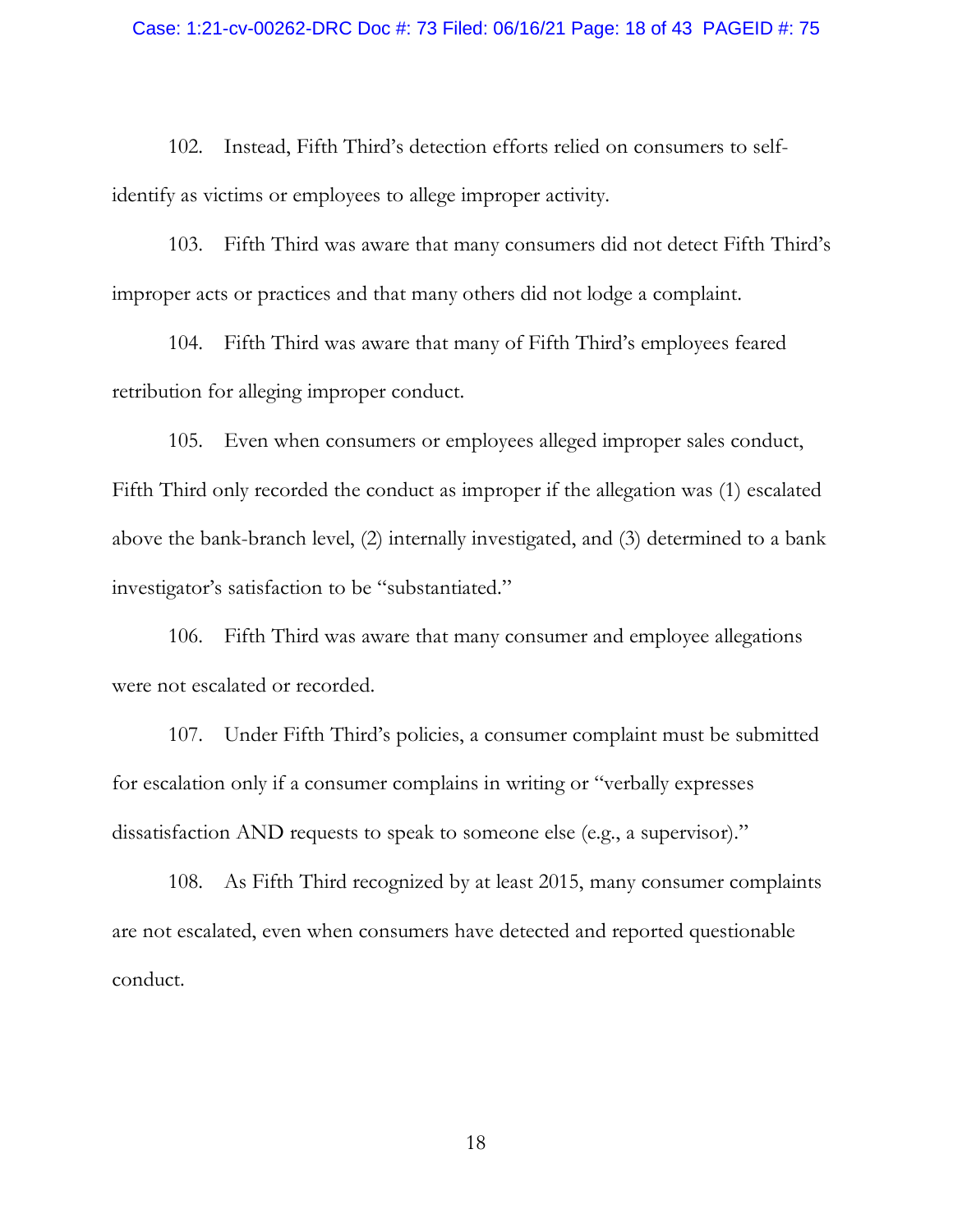102. Instead, Fifth Third's detection efforts relied on consumers to self-identify as victims or employees to allege improper activity.

103. Fifth Third was aware that many consumers did not detect Fifth Third's improper acts or practices and that many others did not lodge a complaint.

104. Fifth Third was aware that many of Fifth Third's employees feared retribution for alleging improper conduct.

105. Even when consumers or employees alleged improper sales conduct, Fifth Third only recorded the conduct as improper if the allegation was (1) escalated above the bank-branch level, (2) internally investigated, and (3) determined to a bank investigator's satisfaction to be "substantiated."

106. Fifth Third was aware that many consumer and employee allegations were not escalated or recorded.

107. Under Fifth Third's policies, a consumer complaint must be submitted for escalation only if a consumer complains in writing or "verbally expresses dissatisfaction AND requests to speak to someone else (e.g., a supervisor)."

108. As Fifth Third recognized by at least 2015, many consumer complaints are not escalated, even when consumers have detected and reported questionable conduct.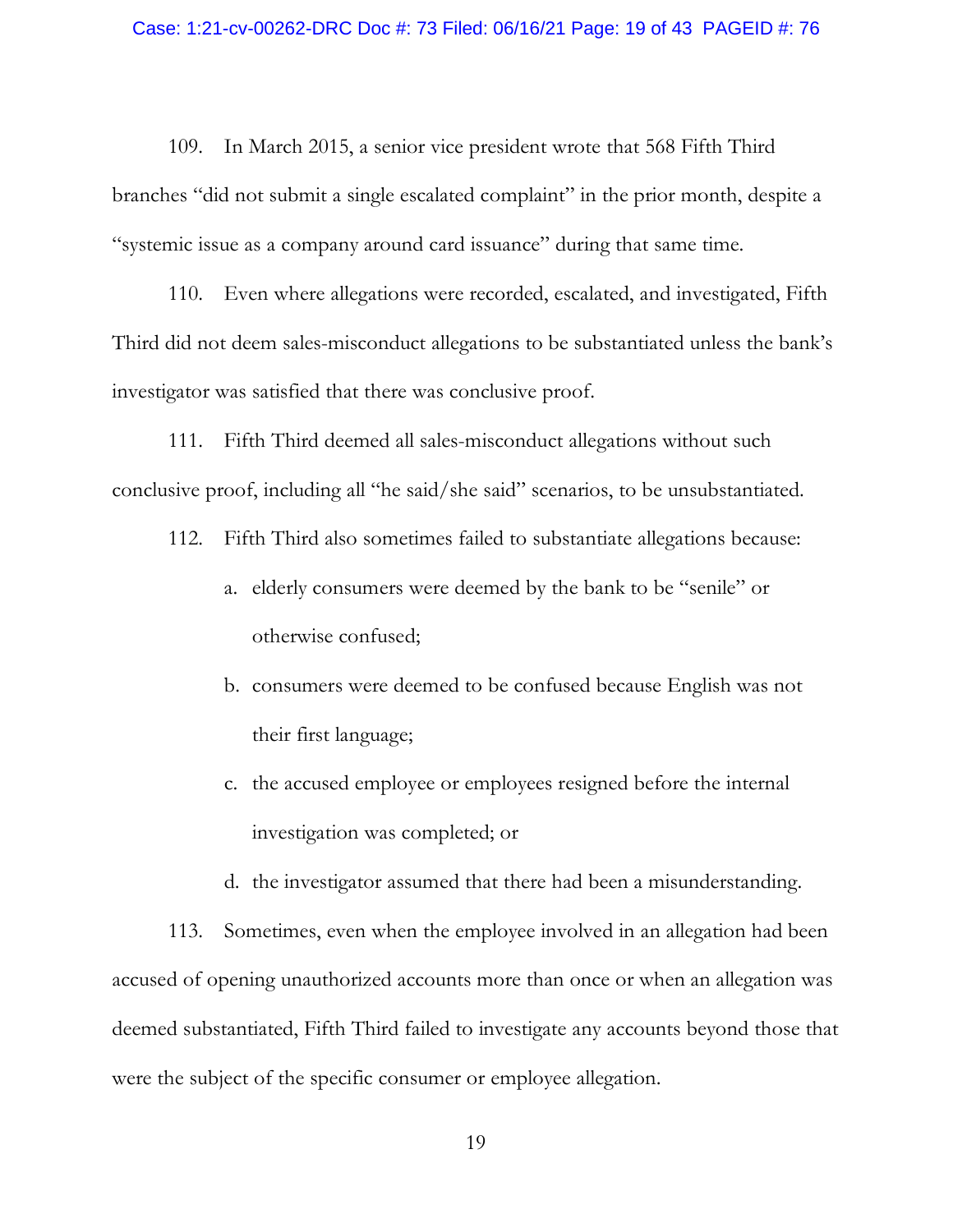109. In March 2015, a senior vice president wrote that 568 Fifth Third branches "did not submit a single escalated complaint" in the prior month, despite a "systemic issue as a company around card issuance" during that same time.

110. Even where allegations were recorded, escalated, and investigated, Fifth Third did not deem sales-misconduct allegations to be substantiated unless the bank's investigator was satisfied that there was conclusive proof.

111. Fifth Third deemed all sales-misconduct allegations without such conclusive proof, including all "he said/she said" scenarios, to be unsubstantiated.

112. Fifth Third also sometimes failed to substantiate allegations because:

a. elderly consumers were deemed by the bank to be "senile" or otherwise confused;

b. consumers were deemed to be confused because English was not their first language;

c. the accused employee or employees resigned before the internal investigation was completed; or

d. the investigator assumed that there had been a misunderstanding.

113. Sometimes, even when the employee involved in an allegation had been accused of opening unauthorized accounts more than once or when an allegation was deemed substantiated, Fifth Third failed to investigate any accounts beyond those that were the subject of the specific consumer or employee allegation.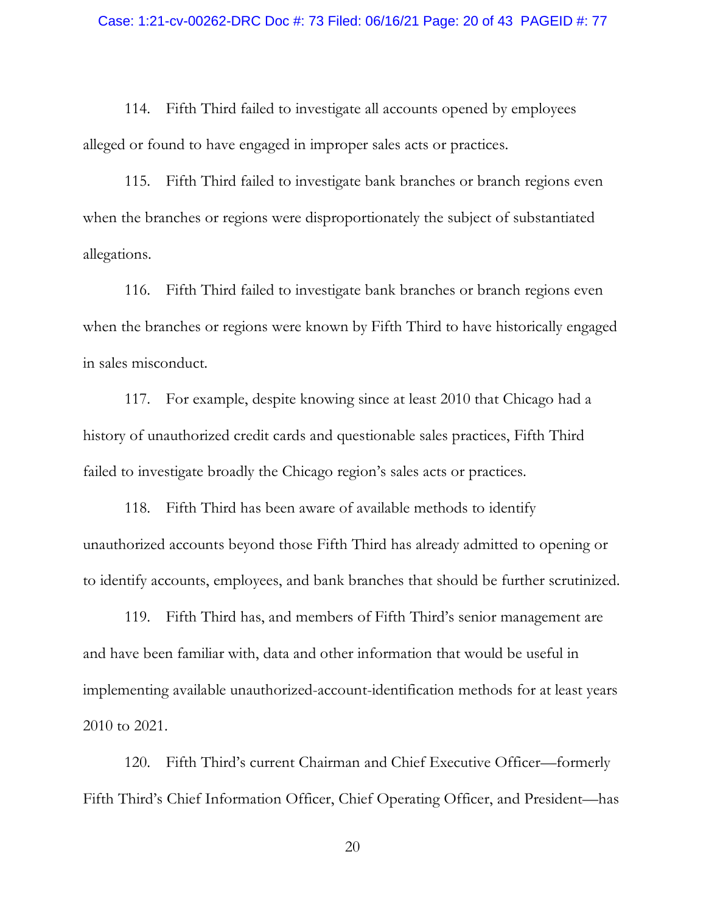114. Fifth Third failed to investigate all accounts opened by employees alleged or found to have engaged in improper sales acts or practices.

115. Fifth Third failed to investigate bank branches or branch regions even when the branches or regions were disproportionately the subject of substantiated allegations.

116. Fifth Third failed to investigate bank branches or branch regions even when the branches or regions were known by Fifth Third to have historically engaged in sales misconduct.

117. For example, despite knowing since at least 2010 that Chicago had a history of unauthorized credit cards and questionable sales practices, Fifth Third failed to investigate broadly the Chicago region's sales acts or practices.

118. Fifth Third has been aware of available methods to identify unauthorized accounts beyond those Fifth Third has already admitted to opening or to identify accounts, employees, and bank branches that should be further scrutinized.

119. Fifth Third has, and members of Fifth Third's senior management are and have been familiar with, data and other information that would be useful in implementing available unauthorized-account-identification methods for at least years 2010 to 2021.

120. Fifth Third's current Chairman and Chief Executive Officer—formerly Fifth Third's Chief Information Officer, Chief Operating Officer, and President—has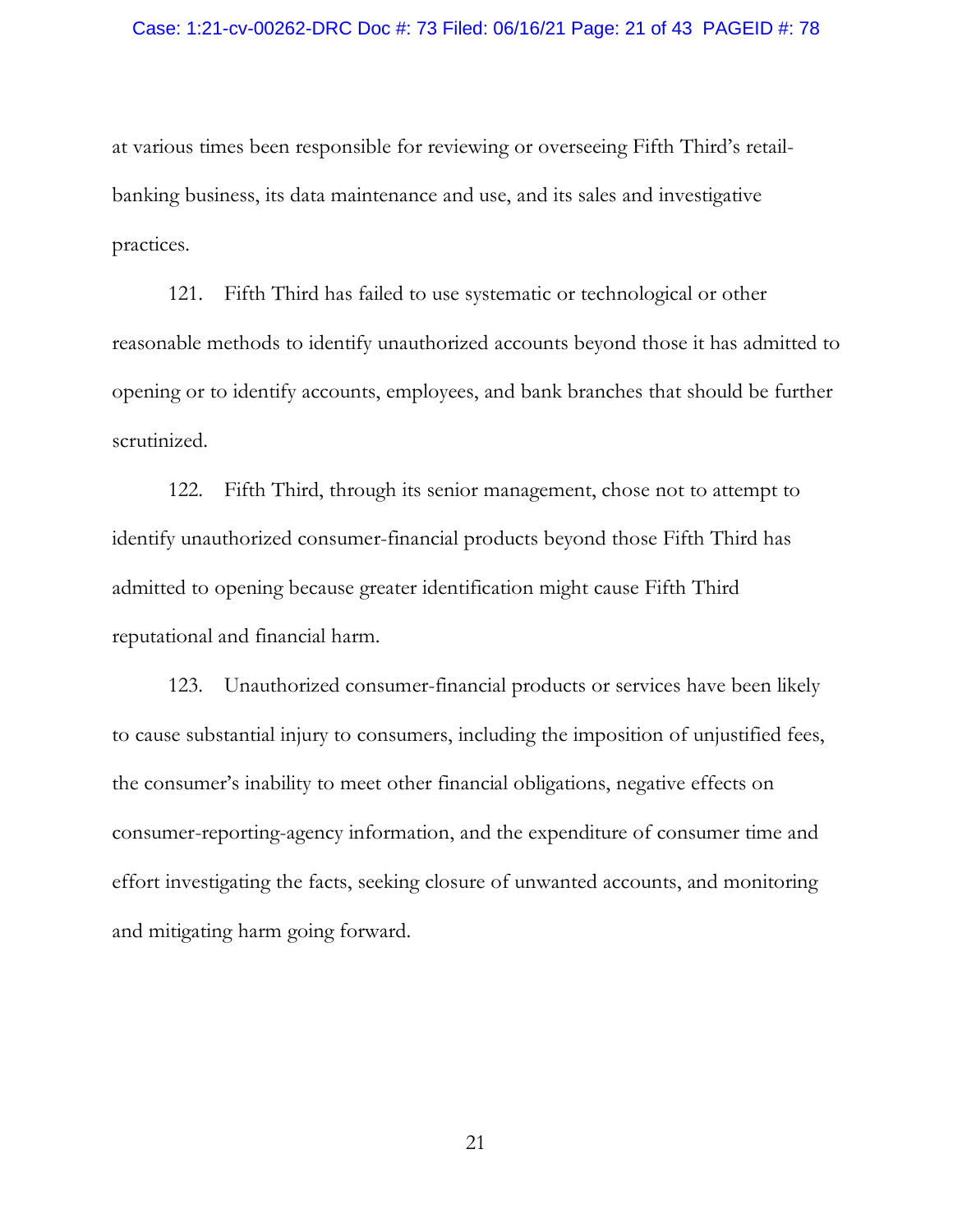at various times been responsible for reviewing or overseeing Fifth Third's retail-banking business, its data maintenance and use, and its sales and investigative practices.

121. Fifth Third has failed to use systematic or technological or other reasonable methods to identify unauthorized accounts beyond those it has admitted to opening or to identify accounts, employees, and bank branches that should be further scrutinized.

122. Fifth Third, through its senior management, chose not to attempt to identify unauthorized consumer-financial products beyond those Fifth Third has admitted to opening because greater identification might cause Fifth Third reputational and financial harm.

123. Unauthorized consumer-financial products or services have been likely to cause substantial injury to consumers, including the imposition of unjustified fees, the consumer's inability to meet other financial obligations, negative effects on consumer-reporting-agency information, and the expenditure of consumer time and effort investigating the facts, seeking closure of unwanted accounts, and monitoring and mitigating harm going forward.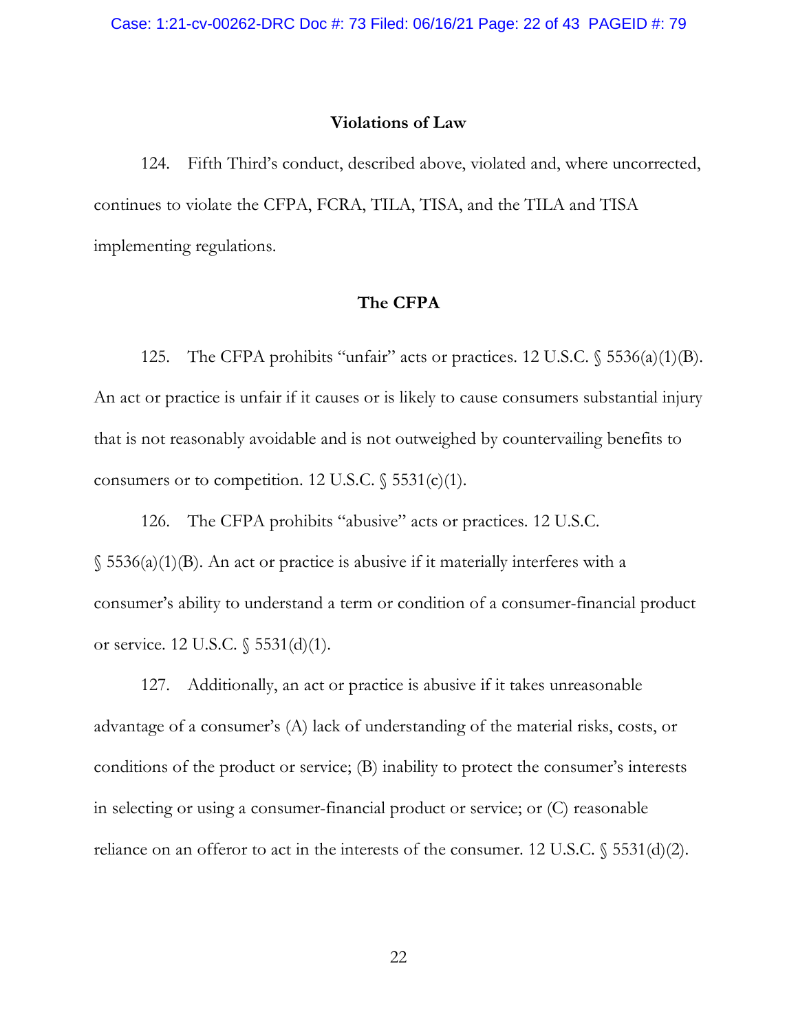## Violations of Law

124. Fifth Third's conduct, described above, violated and, where uncorrected, continues to violate the CFPA, FCRA, TILA, TISA, and the TILA and TISA implementing regulations.

## The CFPA

125. The CFPA prohibits "unfair" acts or practices. 12 U.S.C. § 5536(a)(1)(B). An act or practice is unfair if it causes or is likely to cause consumers substantial injury that is not reasonably avoidable and is not outweighed by countervailing benefits to consumers or to competition. 12 U.S.C. § 5531(c)(1).

126. The CFPA prohibits "abusive" acts or practices. 12 U.S.C. § 5536(a)(1)(B). An act or practice is abusive if it materially interferes with a consumer's ability to understand a term or condition of a consumer-financial product or service. 12 U.S.C. § 5531(d)(1).

127. Additionally, an act or practice is abusive if it takes unreasonable advantage of a consumer's (A) lack of understanding of the material risks, costs, or conditions of the product or service; (B) inability to protect the consumer's interests in selecting or using a consumer-financial product or service; or (C) reasonable reliance on an offeror to act in the interests of the consumer. 12 U.S.C. § 5531(d)(2).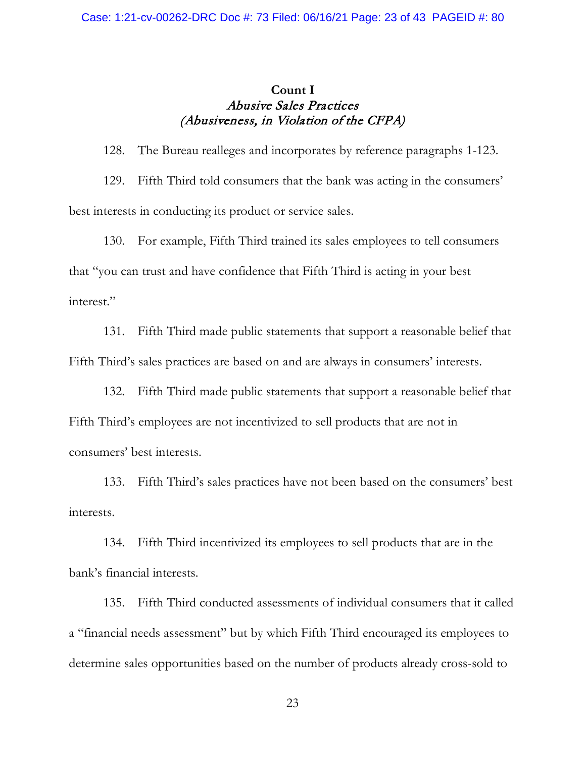**Count I**
*Abusive Sales Practices*
*(Abusiveness, in Violation of the CFPA)*

128. The Bureau realleges and incorporates by reference paragraphs 1-123.

129. Fifth Third told consumers that the bank was acting in the consumers' best interests in conducting its product or service sales.

130. For example, Fifth Third trained its sales employees to tell consumers that "you can trust and have confidence that Fifth Third is acting in your best interest."

131. Fifth Third made public statements that support a reasonable belief that Fifth Third's sales practices are based on and are always in consumers' interests.

132. Fifth Third made public statements that support a reasonable belief that Fifth Third's employees are not incentivized to sell products that are not in consumers' best interests.

133. Fifth Third's sales practices have not been based on the consumers' best interests.

134. Fifth Third incentivized its employees to sell products that are in the bank's financial interests.

135. Fifth Third conducted assessments of individual consumers that it called a "financial needs assessment" but by which Fifth Third encouraged its employees to determine sales opportunities based on the number of products already cross-sold to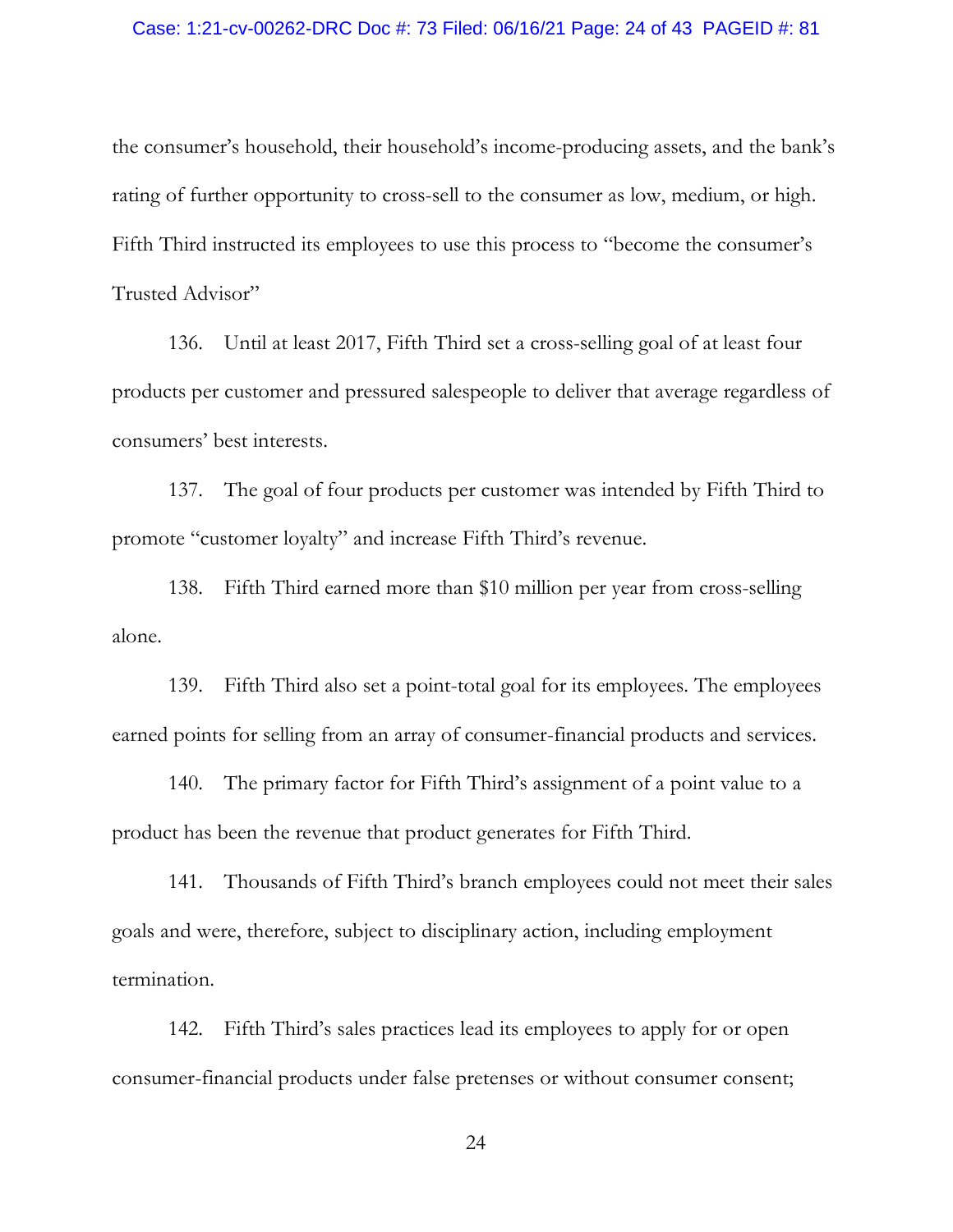the consumer's household, their household's income-producing assets, and the bank's rating of further opportunity to cross-sell to the consumer as low, medium, or high. Fifth Third instructed its employees to use this process to "become the consumer's Trusted Advisor"

136. Until at least 2017, Fifth Third set a cross-selling goal of at least four products per customer and pressured salespeople to deliver that average regardless of consumers' best interests.

137. The goal of four products per customer was intended by Fifth Third to promote "customer loyalty" and increase Fifth Third's revenue.

138. Fifth Third earned more than $10 million per year from cross-selling alone.

139. Fifth Third also set a point-total goal for its employees. The employees earned points for selling from an array of consumer-financial products and services.

140. The primary factor for Fifth Third's assignment of a point value to a product has been the revenue that product generates for Fifth Third.

141. Thousands of Fifth Third's branch employees could not meet their sales goals and were, therefore, subject to disciplinary action, including employment termination.

142. Fifth Third's sales practices lead its employees to apply for or open consumer-financial products under false pretenses or without consumer consent;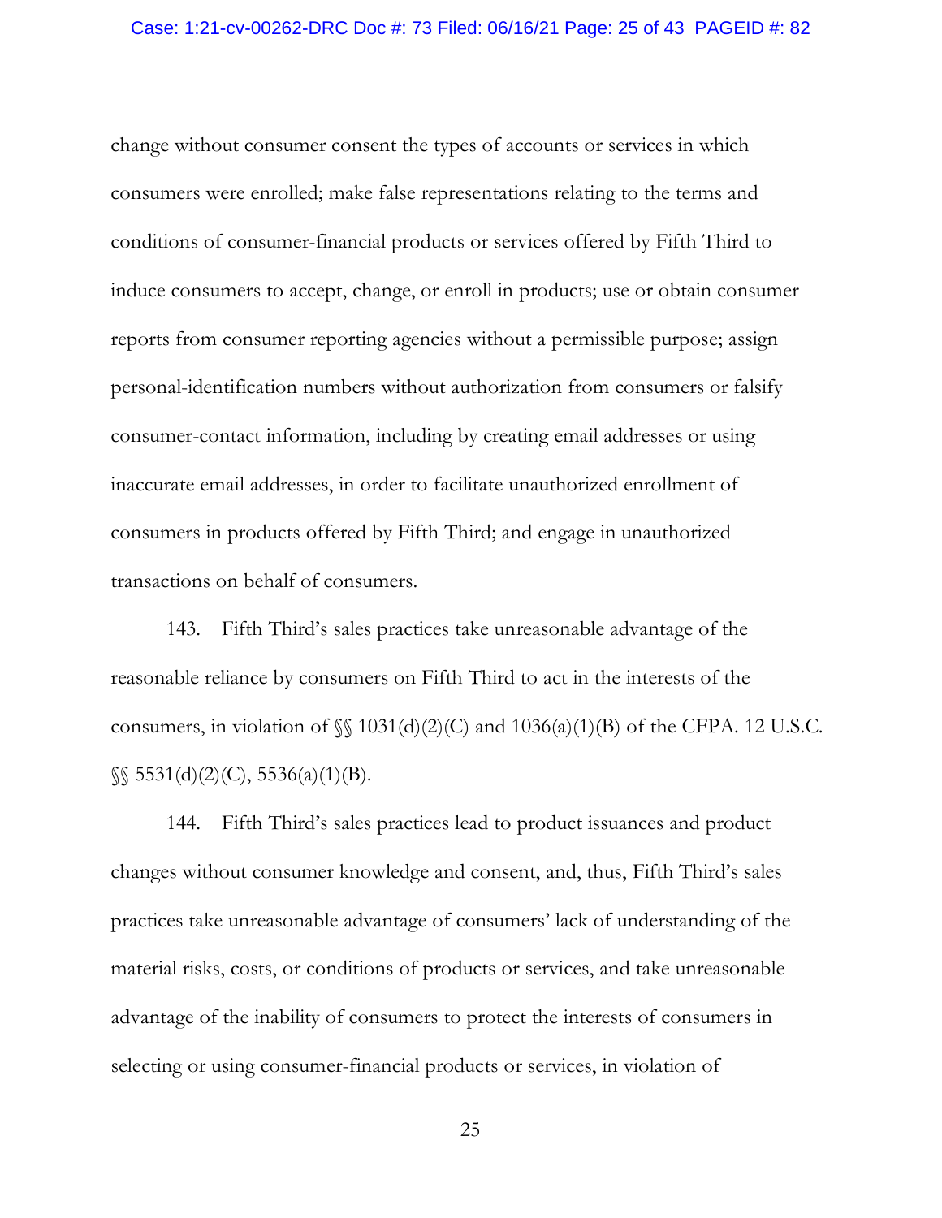change without consumer consent the types of accounts or services in which consumers were enrolled; make false representations relating to the terms and conditions of consumer-financial products or services offered by Fifth Third to induce consumers to accept, change, or enroll in products; use or obtain consumer reports from consumer reporting agencies without a permissible purpose; assign personal-identification numbers without authorization from consumers or falsify consumer-contact information, including by creating email addresses or using inaccurate email addresses, in order to facilitate unauthorized enrollment of consumers in products offered by Fifth Third; and engage in unauthorized transactions on behalf of consumers.

143. Fifth Third's sales practices take unreasonable advantage of the reasonable reliance by consumers on Fifth Third to act in the interests of the consumers, in violation of §§ 1031(d)(2)(C) and 1036(a)(1)(B) of the CFPA. 12 U.S.C. §§ 5531(d)(2)(C), 5536(a)(1)(B).

144. Fifth Third's sales practices lead to product issuances and product changes without consumer knowledge and consent, and, thus, Fifth Third's sales practices take unreasonable advantage of consumers' lack of understanding of the material risks, costs, or conditions of products or services, and take unreasonable advantage of the inability of consumers to protect the interests of consumers in selecting or using consumer-financial products or services, in violation of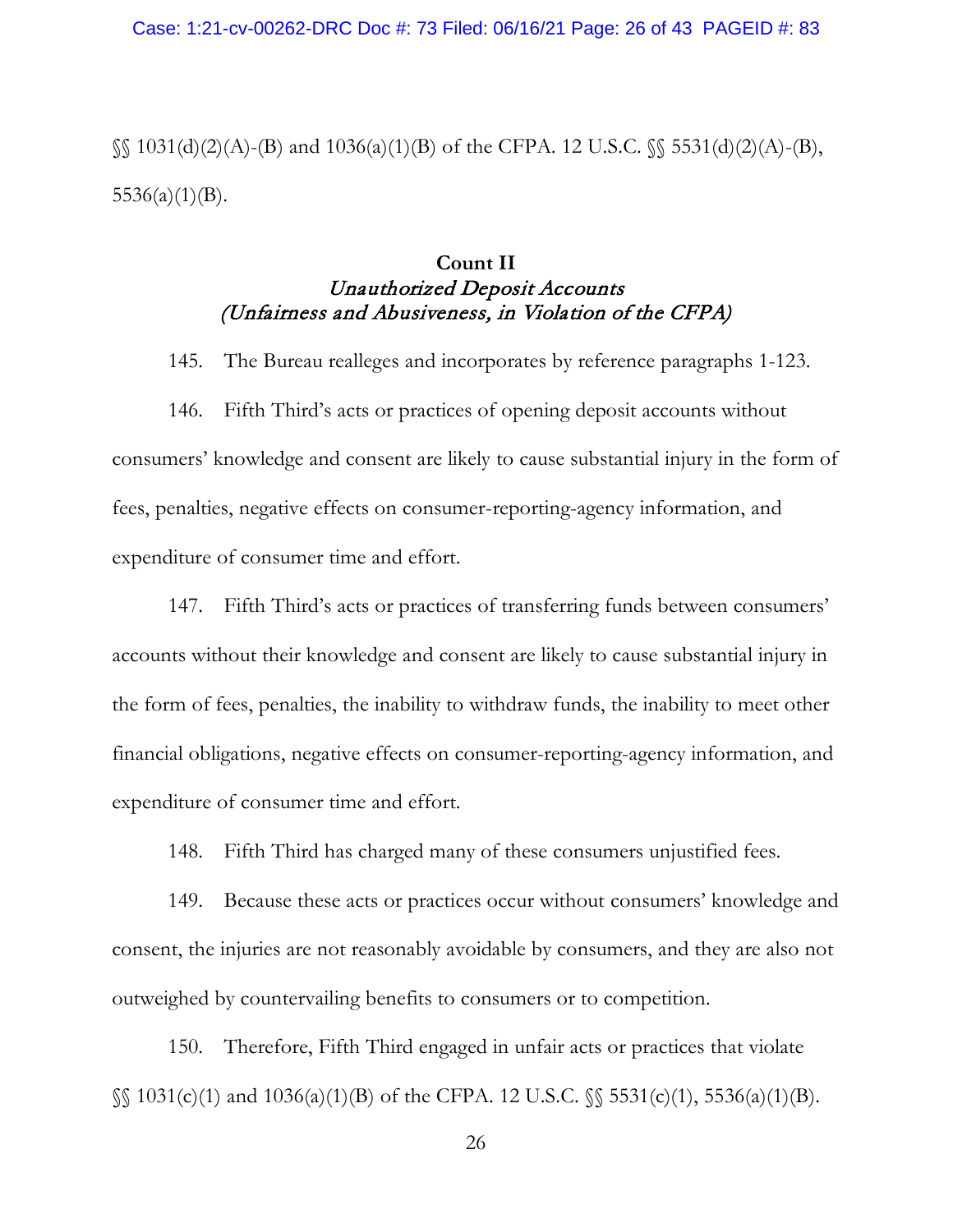§§ 1031(d)(2)(A)-(B) and 1036(a)(1)(B) of the CFPA. 12 U.S.C. §§ 5531(d)(2)(A)-(B), 5536(a)(1)(B).

**Count II**
*Unauthorized Deposit Accounts*
*(Unfairness and Abusiveness, in Violation of the CFPA)*

145. The Bureau realleges and incorporates by reference paragraphs 1-123.

146. Fifth Third's acts or practices of opening deposit accounts without consumers' knowledge and consent are likely to cause substantial injury in the form of fees, penalties, negative effects on consumer-reporting-agency information, and expenditure of consumer time and effort.

147. Fifth Third's acts or practices of transferring funds between consumers' accounts without their knowledge and consent are likely to cause substantial injury in the form of fees, penalties, the inability to withdraw funds, the inability to meet other financial obligations, negative effects on consumer-reporting-agency information, and expenditure of consumer time and effort.

148. Fifth Third has charged many of these consumers unjustified fees.

149. Because these acts or practices occur without consumers' knowledge and consent, the injuries are not reasonably avoidable by consumers, and they are also not outweighed by countervailing benefits to consumers or to competition.

150. Therefore, Fifth Third engaged in unfair acts or practices that violate §§ 1031(c)(1) and 1036(a)(1)(B) of the CFPA. 12 U.S.C. §§ 5531(c)(1), 5536(a)(1)(B).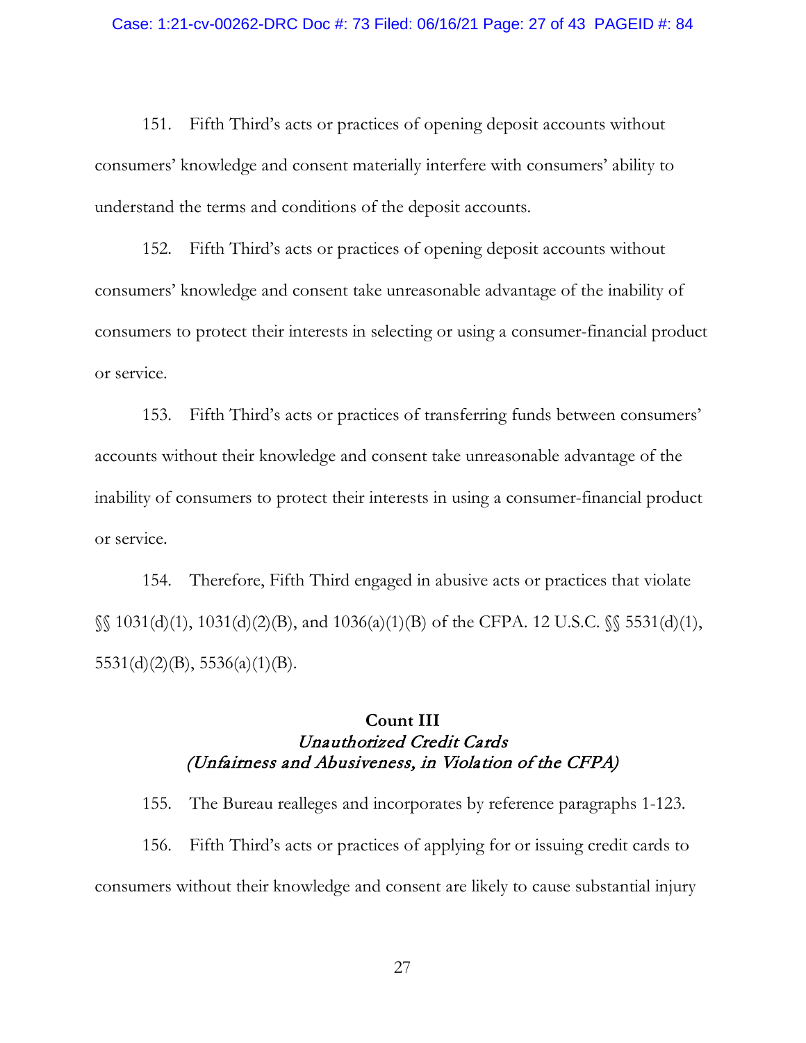151. Fifth Third's acts or practices of opening deposit accounts without consumers' knowledge and consent materially interfere with consumers' ability to understand the terms and conditions of the deposit accounts.

152. Fifth Third's acts or practices of opening deposit accounts without consumers' knowledge and consent take unreasonable advantage of the inability of consumers to protect their interests in selecting or using a consumer-financial product or service.

153. Fifth Third's acts or practices of transferring funds between consumers' accounts without their knowledge and consent take unreasonable advantage of the inability of consumers to protect their interests in using a consumer-financial product or service.

154. Therefore, Fifth Third engaged in abusive acts or practices that violate §§ 1031(d)(1), 1031(d)(2)(B), and 1036(a)(1)(B) of the CFPA. 12 U.S.C. §§ 5531(d)(1), 5531(d)(2)(B), 5536(a)(1)(B).

**Count III**
*Unauthorized Credit Cards*
*(Unfairness and Abusiveness, in Violation of the CFPA)*

155. The Bureau realleges and incorporates by reference paragraphs 1-123.

156. Fifth Third's acts or practices of applying for or issuing credit cards to consumers without their knowledge and consent are likely to cause substantial injury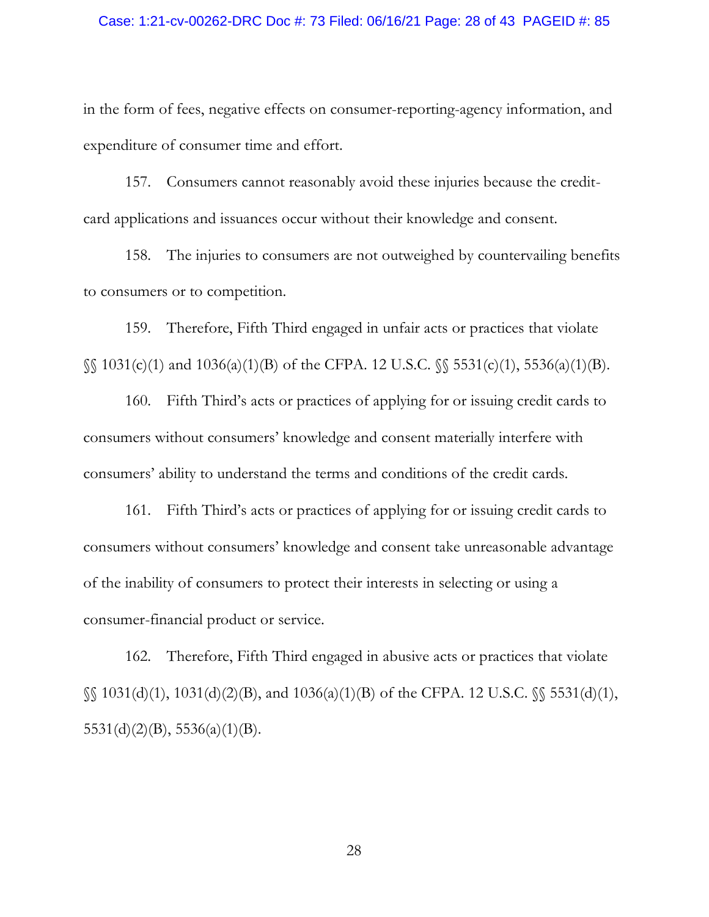in the form of fees, negative effects on consumer-reporting-agency information, and expenditure of consumer time and effort.

157. Consumers cannot reasonably avoid these injuries because the credit-card applications and issuances occur without their knowledge and consent.

158. The injuries to consumers are not outweighed by countervailing benefits to consumers or to competition.

159. Therefore, Fifth Third engaged in unfair acts or practices that violate §§ 1031(c)(1) and 1036(a)(1)(B) of the CFPA. 12 U.S.C. §§ 5531(c)(1), 5536(a)(1)(B).

160. Fifth Third's acts or practices of applying for or issuing credit cards to consumers without consumers' knowledge and consent materially interfere with consumers' ability to understand the terms and conditions of the credit cards.

161. Fifth Third's acts or practices of applying for or issuing credit cards to consumers without consumers' knowledge and consent take unreasonable advantage of the inability of consumers to protect their interests in selecting or using a consumer-financial product or service.

162. Therefore, Fifth Third engaged in abusive acts or practices that violate §§ 1031(d)(1), 1031(d)(2)(B), and 1036(a)(1)(B) of the CFPA. 12 U.S.C. §§ 5531(d)(1), 5531(d)(2)(B), 5536(a)(1)(B).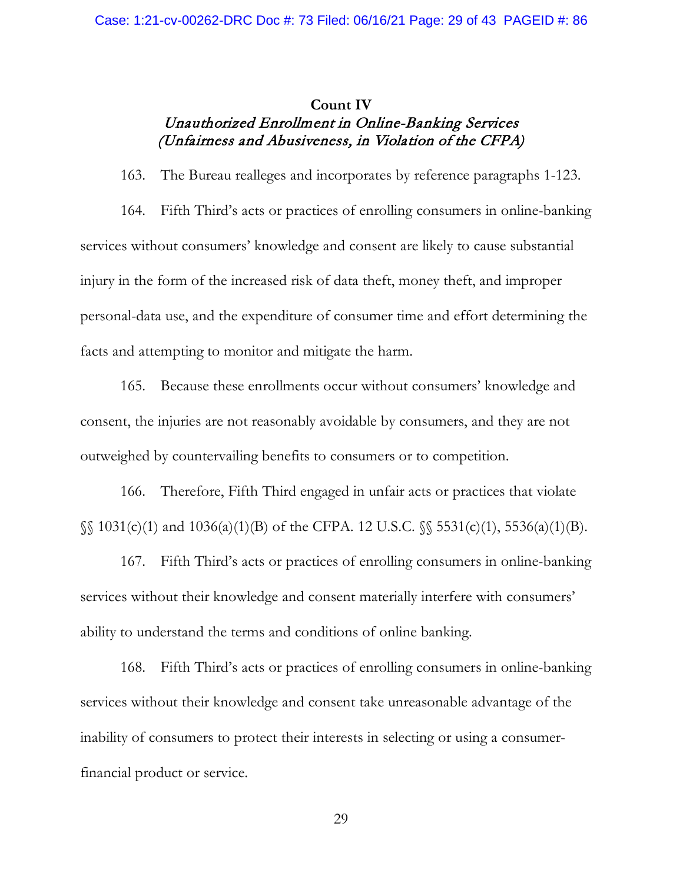**Count IV**
*Unauthorized Enrollment in Online-Banking Services*
*(Unfairness and Abusiveness, in Violation of the CFPA)*

163. The Bureau realleges and incorporates by reference paragraphs 1-123.

164. Fifth Third's acts or practices of enrolling consumers in online-banking services without consumers' knowledge and consent are likely to cause substantial injury in the form of the increased risk of data theft, money theft, and improper personal-data use, and the expenditure of consumer time and effort determining the facts and attempting to monitor and mitigate the harm.

165. Because these enrollments occur without consumers' knowledge and consent, the injuries are not reasonably avoidable by consumers, and they are not outweighed by countervailing benefits to consumers or to competition.

166. Therefore, Fifth Third engaged in unfair acts or practices that violate §§ 1031(c)(1) and 1036(a)(1)(B) of the CFPA. 12 U.S.C. §§ 5531(c)(1), 5536(a)(1)(B).

167. Fifth Third's acts or practices of enrolling consumers in online-banking services without their knowledge and consent materially interfere with consumers' ability to understand the terms and conditions of online banking.

168. Fifth Third's acts or practices of enrolling consumers in online-banking services without their knowledge and consent take unreasonable advantage of the inability of consumers to protect their interests in selecting or using a consumer-financial product or service.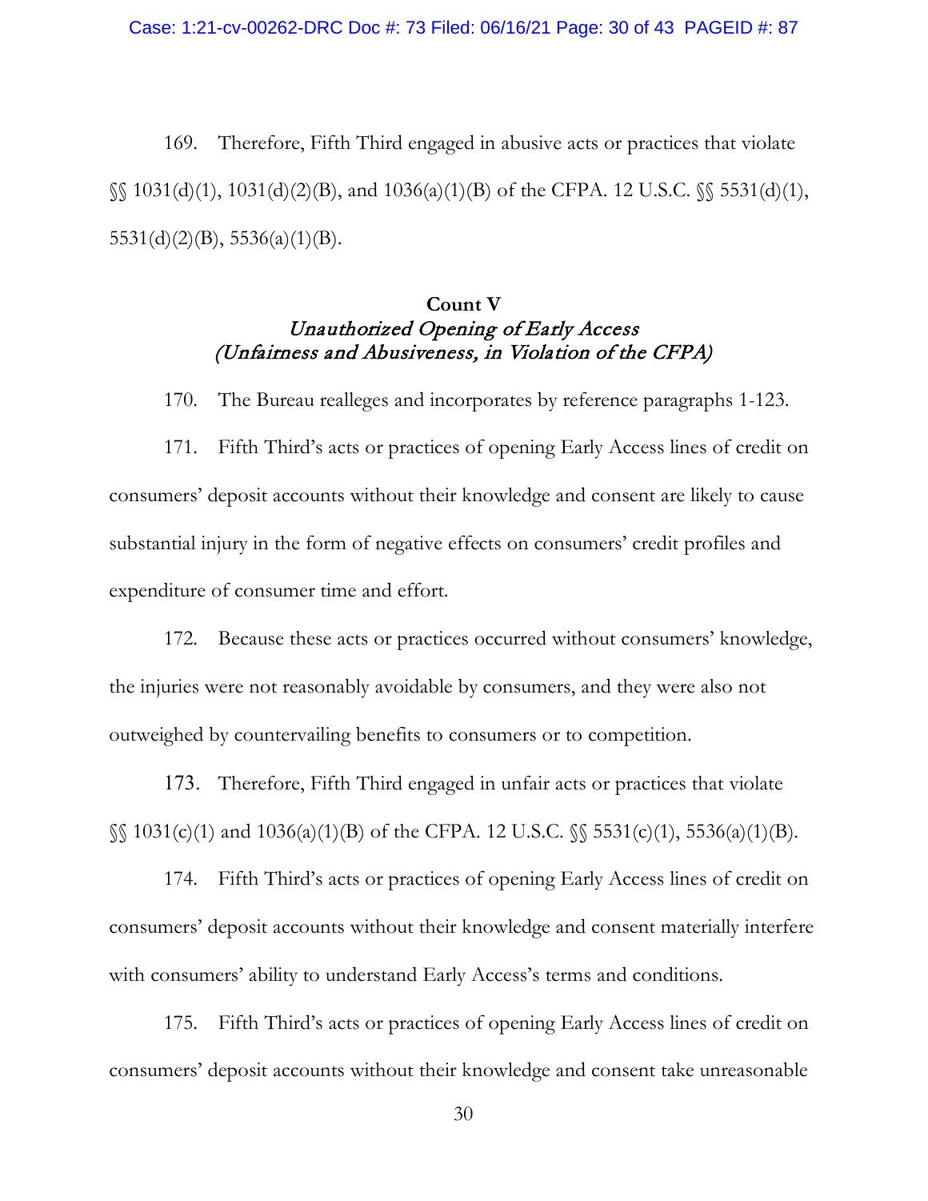169. Therefore, Fifth Third engaged in abusive acts or practices that violate §§ 1031(d)(1), 1031(d)(2)(B), and 1036(a)(1)(B) of the CFPA. 12 U.S.C. §§ 5531(d)(1), 5531(d)(2)(B), 5536(a)(1)(B).

**Count V**
*Unauthorized Opening of Early Access*
*(Unfairness and Abusiveness, in Violation of the CFPA)*

170. The Bureau realleges and incorporates by reference paragraphs 1-123.

171. Fifth Third's acts or practices of opening Early Access lines of credit on consumers' deposit accounts without their knowledge and consent are likely to cause substantial injury in the form of negative effects on consumers' credit profiles and expenditure of consumer time and effort.

172. Because these acts or practices occurred without consumers' knowledge, the injuries were not reasonably avoidable by consumers, and they were also not outweighed by countervailing benefits to consumers or to competition.

173. Therefore, Fifth Third engaged in unfair acts or practices that violate §§ 1031(c)(1) and 1036(a)(1)(B) of the CFPA. 12 U.S.C. §§ 5531(c)(1), 5536(a)(1)(B).

174. Fifth Third's acts or practices of opening Early Access lines of credit on consumers' deposit accounts without their knowledge and consent materially interfere with consumers' ability to understand Early Access's terms and conditions.

175. Fifth Third's acts or practices of opening Early Access lines of credit on consumers' deposit accounts without their knowledge and consent take unreasonable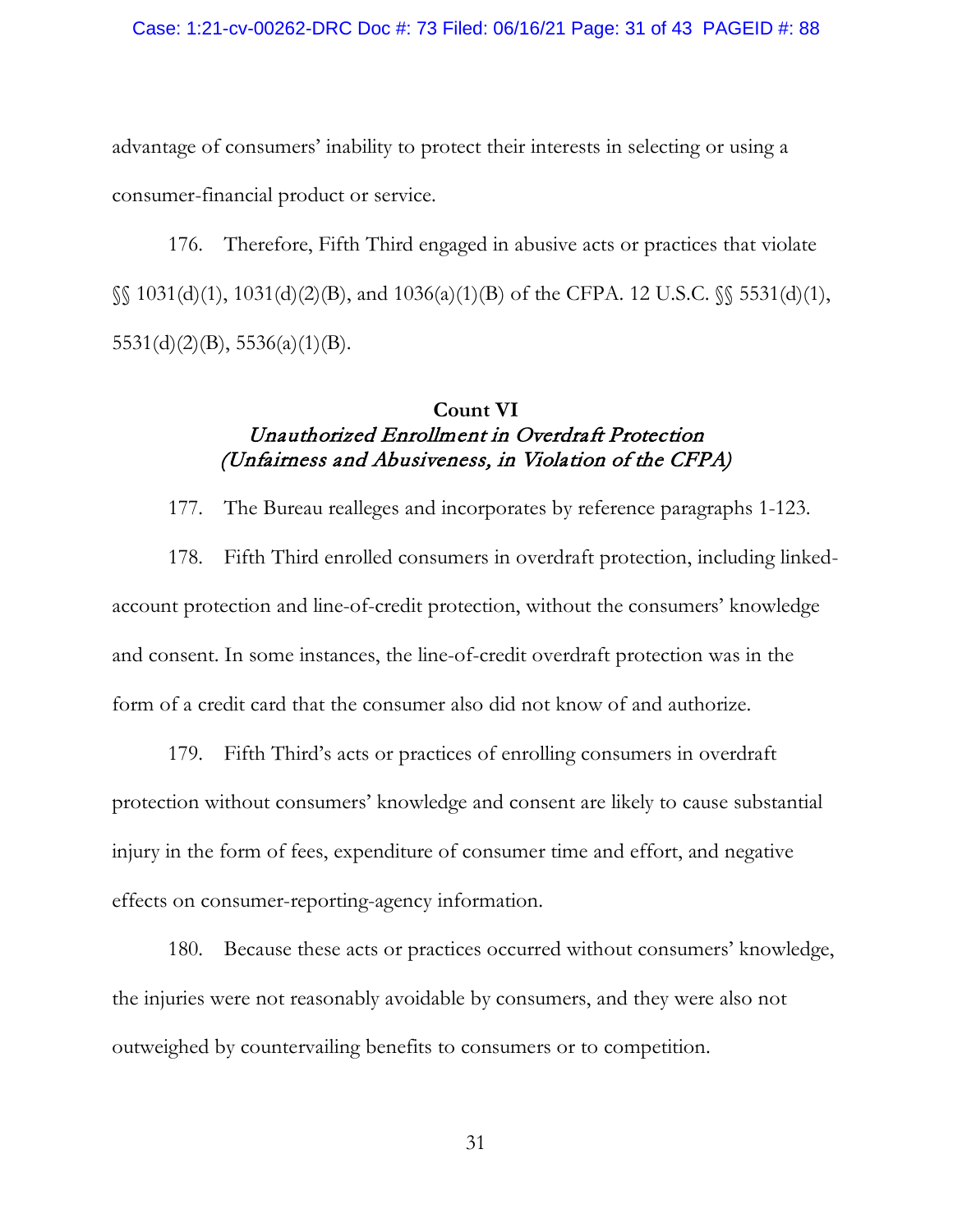advantage of consumers' inability to protect their interests in selecting or using a consumer-financial product or service.

176. Therefore, Fifth Third engaged in abusive acts or practices that violate §§ 1031(d)(1), 1031(d)(2)(B), and 1036(a)(1)(B) of the CFPA. 12 U.S.C. §§ 5531(d)(1), 5531(d)(2)(B), 5536(a)(1)(B).

### Count VI
### *Unauthorized Enrollment in Overdraft Protection*
### *(Unfairness and Abusiveness, in Violation of the CFPA)*

177. The Bureau realleges and incorporates by reference paragraphs 1-123.

178. Fifth Third enrolled consumers in overdraft protection, including linked-account protection and line-of-credit protection, without the consumers' knowledge and consent. In some instances, the line-of-credit overdraft protection was in the form of a credit card that the consumer also did not know of and authorize.

179. Fifth Third's acts or practices of enrolling consumers in overdraft protection without consumers' knowledge and consent are likely to cause substantial injury in the form of fees, expenditure of consumer time and effort, and negative effects on consumer-reporting-agency information.

180. Because these acts or practices occurred without consumers' knowledge, the injuries were not reasonably avoidable by consumers, and they were also not outweighed by countervailing benefits to consumers or to competition.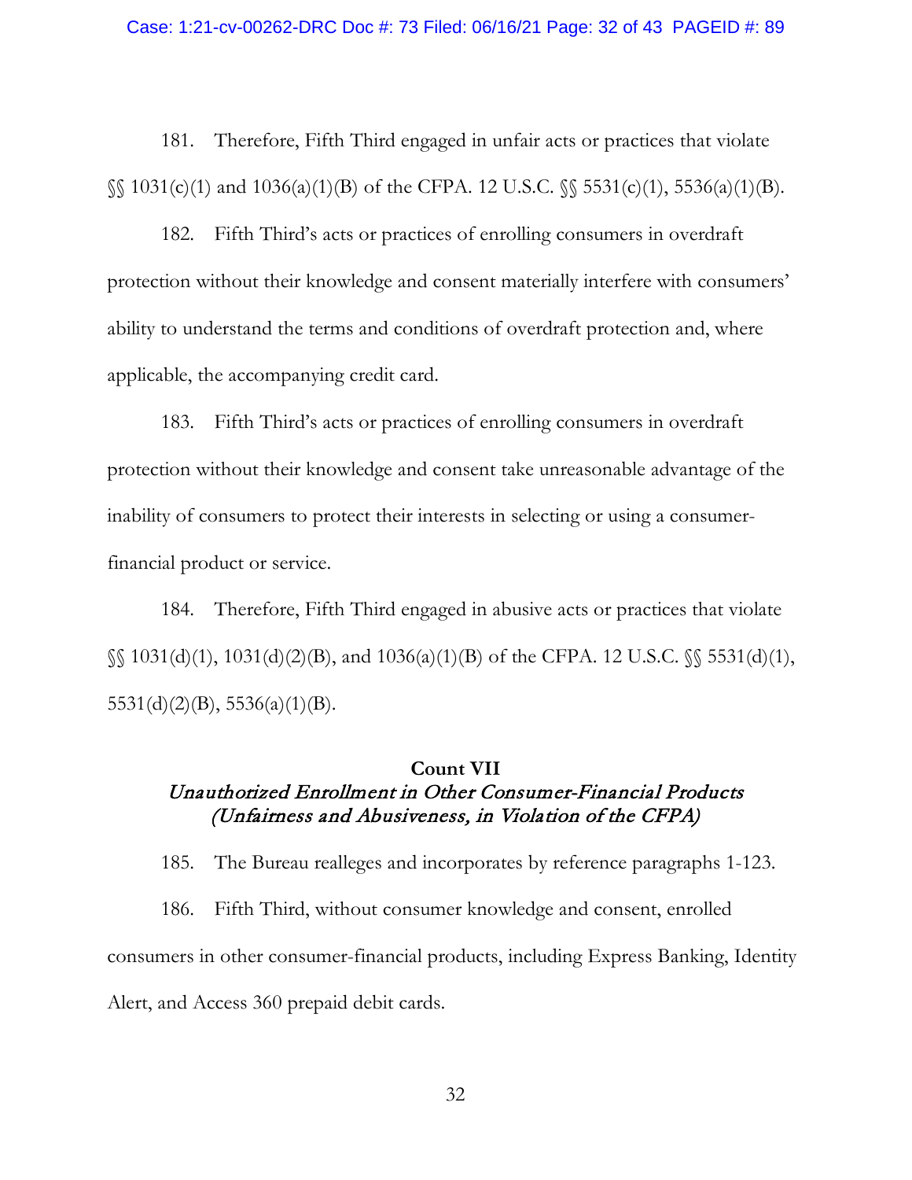181. Therefore, Fifth Third engaged in unfair acts or practices that violate §§ 1031(c)(1) and 1036(a)(1)(B) of the CFPA. 12 U.S.C. §§ 5531(c)(1), 5536(a)(1)(B).

182. Fifth Third's acts or practices of enrolling consumers in overdraft protection without their knowledge and consent materially interfere with consumers' ability to understand the terms and conditions of overdraft protection and, where applicable, the accompanying credit card.

183. Fifth Third's acts or practices of enrolling consumers in overdraft protection without their knowledge and consent take unreasonable advantage of the inability of consumers to protect their interests in selecting or using a consumer-financial product or service.

184. Therefore, Fifth Third engaged in abusive acts or practices that violate §§ 1031(d)(1), 1031(d)(2)(B), and 1036(a)(1)(B) of the CFPA. 12 U.S.C. §§ 5531(d)(1), 5531(d)(2)(B), 5536(a)(1)(B).

### Count VII
### *Unauthorized Enrollment in Other Consumer-Financial Products (Unfairness and Abusiveness, in Violation of the CFPA)*

185. The Bureau realleges and incorporates by reference paragraphs 1-123.

186. Fifth Third, without consumer knowledge and consent, enrolled consumers in other consumer-financial products, including Express Banking, Identity Alert, and Access 360 prepaid debit cards.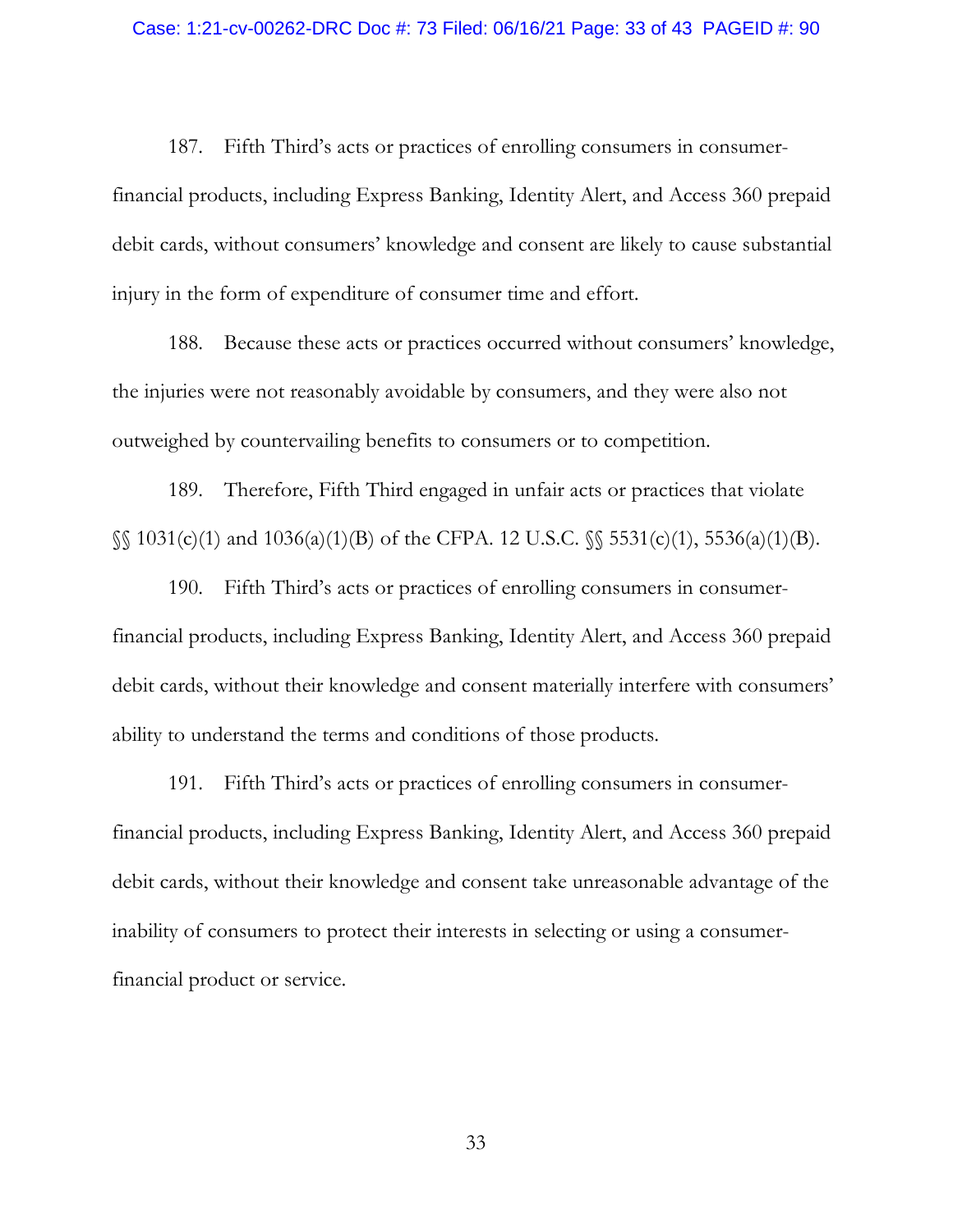187. Fifth Third's acts or practices of enrolling consumers in consumer-financial products, including Express Banking, Identity Alert, and Access 360 prepaid debit cards, without consumers' knowledge and consent are likely to cause substantial injury in the form of expenditure of consumer time and effort.

188. Because these acts or practices occurred without consumers' knowledge, the injuries were not reasonably avoidable by consumers, and they were also not outweighed by countervailing benefits to consumers or to competition.

189. Therefore, Fifth Third engaged in unfair acts or practices that violate §§ 1031(c)(1) and 1036(a)(1)(B) of the CFPA. 12 U.S.C. §§ 5531(c)(1), 5536(a)(1)(B).

190. Fifth Third's acts or practices of enrolling consumers in consumer-financial products, including Express Banking, Identity Alert, and Access 360 prepaid debit cards, without their knowledge and consent materially interfere with consumers' ability to understand the terms and conditions of those products.

191. Fifth Third's acts or practices of enrolling consumers in consumer-financial products, including Express Banking, Identity Alert, and Access 360 prepaid debit cards, without their knowledge and consent take unreasonable advantage of the inability of consumers to protect their interests in selecting or using a consumer-financial product or service.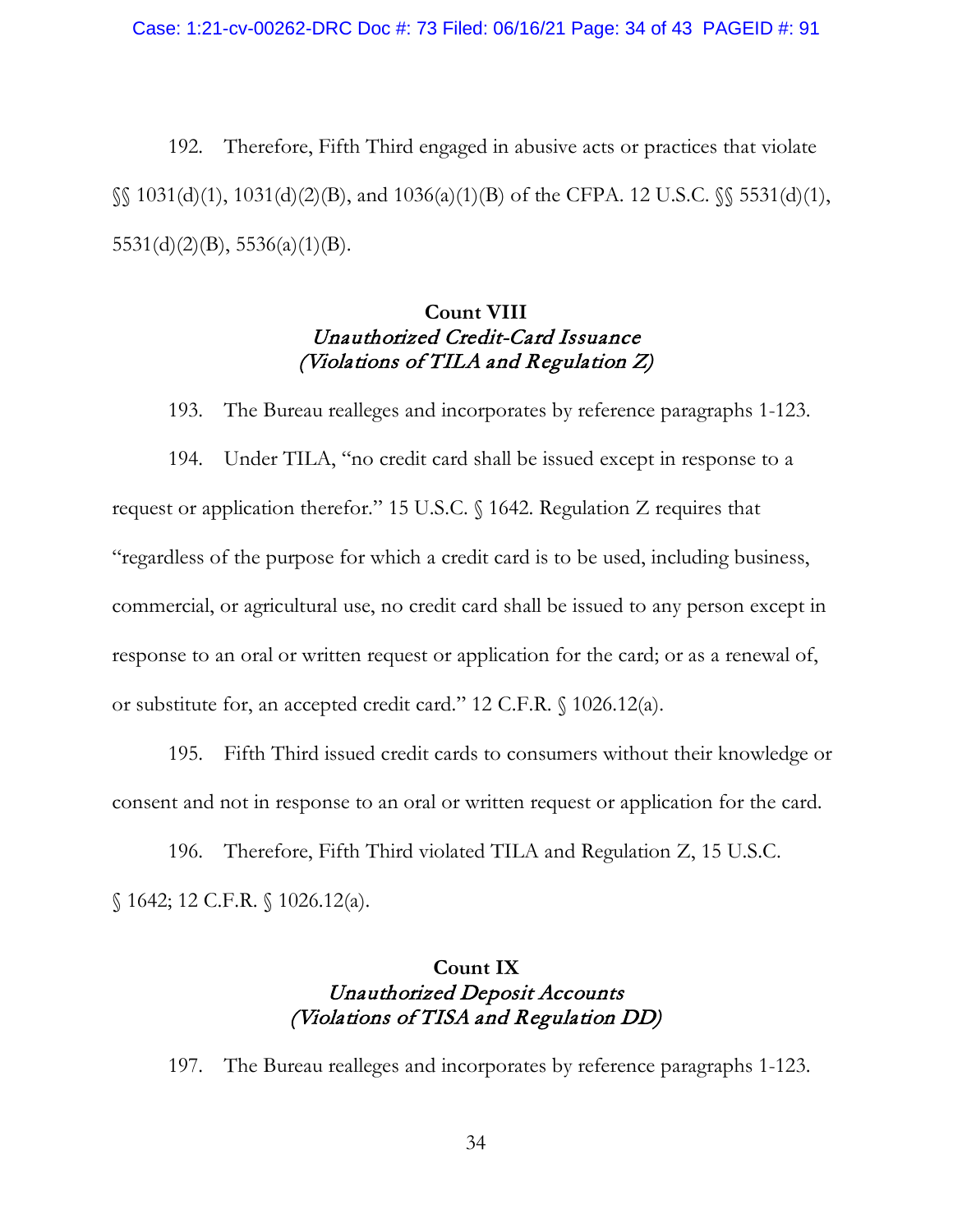192. Therefore, Fifth Third engaged in abusive acts or practices that violate §§ 1031(d)(1), 1031(d)(2)(B), and 1036(a)(1)(B) of the CFPA. 12 U.S.C. §§ 5531(d)(1), 5531(d)(2)(B), 5536(a)(1)(B).

### Count VIII
### *Unauthorized Credit-Card Issuance*
### *(Violations of TILA and Regulation Z)*

193. The Bureau realleges and incorporates by reference paragraphs 1-123.

194. Under TILA, "no credit card shall be issued except in response to a request or application therefor." 15 U.S.C. § 1642. Regulation Z requires that "regardless of the purpose for which a credit card is to be used, including business, commercial, or agricultural use, no credit card shall be issued to any person except in response to an oral or written request or application for the card; or as a renewal of, or substitute for, an accepted credit card." 12 C.F.R. § 1026.12(a).

195. Fifth Third issued credit cards to consumers without their knowledge or consent and not in response to an oral or written request or application for the card.

196. Therefore, Fifth Third violated TILA and Regulation Z, 15 U.S.C. § 1642; 12 C.F.R. § 1026.12(a).

### Count IX
### *Unauthorized Deposit Accounts*
### *(Violations of TISA and Regulation DD)*

197. The Bureau realleges and incorporates by reference paragraphs 1-123.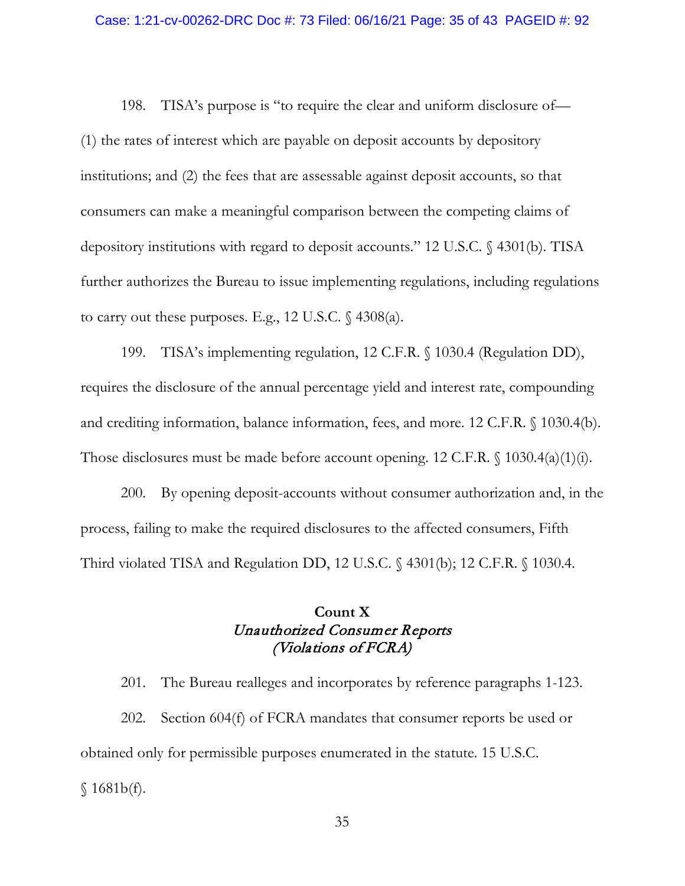198. TISA's purpose is "to require the clear and uniform disclosure of— (1) the rates of interest which are payable on deposit accounts by depository institutions; and (2) the fees that are assessable against deposit accounts, so that consumers can make a meaningful comparison between the competing claims of depository institutions with regard to deposit accounts." 12 U.S.C. § 4301(b). TISA further authorizes the Bureau to issue implementing regulations, including regulations to carry out these purposes. E.g., 12 U.S.C. § 4308(a).

199. TISA's implementing regulation, 12 C.F.R. § 1030.4 (Regulation DD), requires the disclosure of the annual percentage yield and interest rate, compounding and crediting information, balance information, fees, and more. 12 C.F.R. § 1030.4(b). Those disclosures must be made before account opening. 12 C.F.R. § 1030.4(a)(1)(i).

200. By opening deposit-accounts without consumer authorization and, in the process, failing to make the required disclosures to the affected consumers, Fifth Third violated TISA and Regulation DD, 12 U.S.C. § 4301(b); 12 C.F.R. § 1030.4.

## Count X
### *Unauthorized Consumer Reports*
### *(Violations of FCRA)*

201. The Bureau realleges and incorporates by reference paragraphs 1-123.

202. Section 604(f) of FCRA mandates that consumer reports be used or obtained only for permissible purposes enumerated in the statute. 15 U.S.C. § 1681b(f).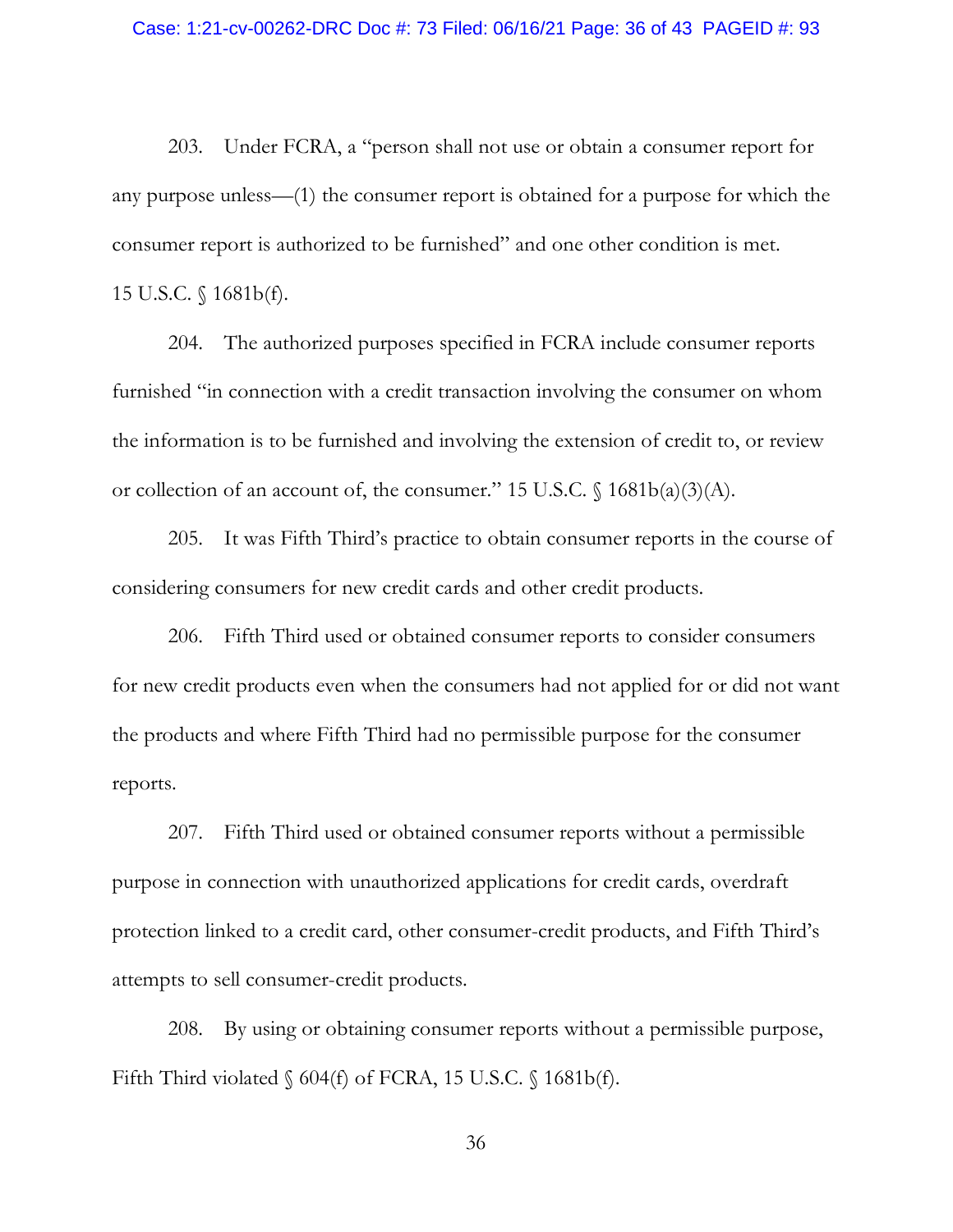203. Under FCRA, a "person shall not use or obtain a consumer report for any purpose unless—(1) the consumer report is obtained for a purpose for which the consumer report is authorized to be furnished" and one other condition is met. 15 U.S.C. § 1681b(f).

204. The authorized purposes specified in FCRA include consumer reports furnished "in connection with a credit transaction involving the consumer on whom the information is to be furnished and involving the extension of credit to, or review or collection of an account of, the consumer." 15 U.S.C. § 1681b(a)(3)(A).

205. It was Fifth Third's practice to obtain consumer reports in the course of considering consumers for new credit cards and other credit products.

206. Fifth Third used or obtained consumer reports to consider consumers for new credit products even when the consumers had not applied for or did not want the products and where Fifth Third had no permissible purpose for the consumer reports.

207. Fifth Third used or obtained consumer reports without a permissible purpose in connection with unauthorized applications for credit cards, overdraft protection linked to a credit card, other consumer-credit products, and Fifth Third's attempts to sell consumer-credit products.

208. By using or obtaining consumer reports without a permissible purpose, Fifth Third violated § 604(f) of FCRA, 15 U.S.C. § 1681b(f).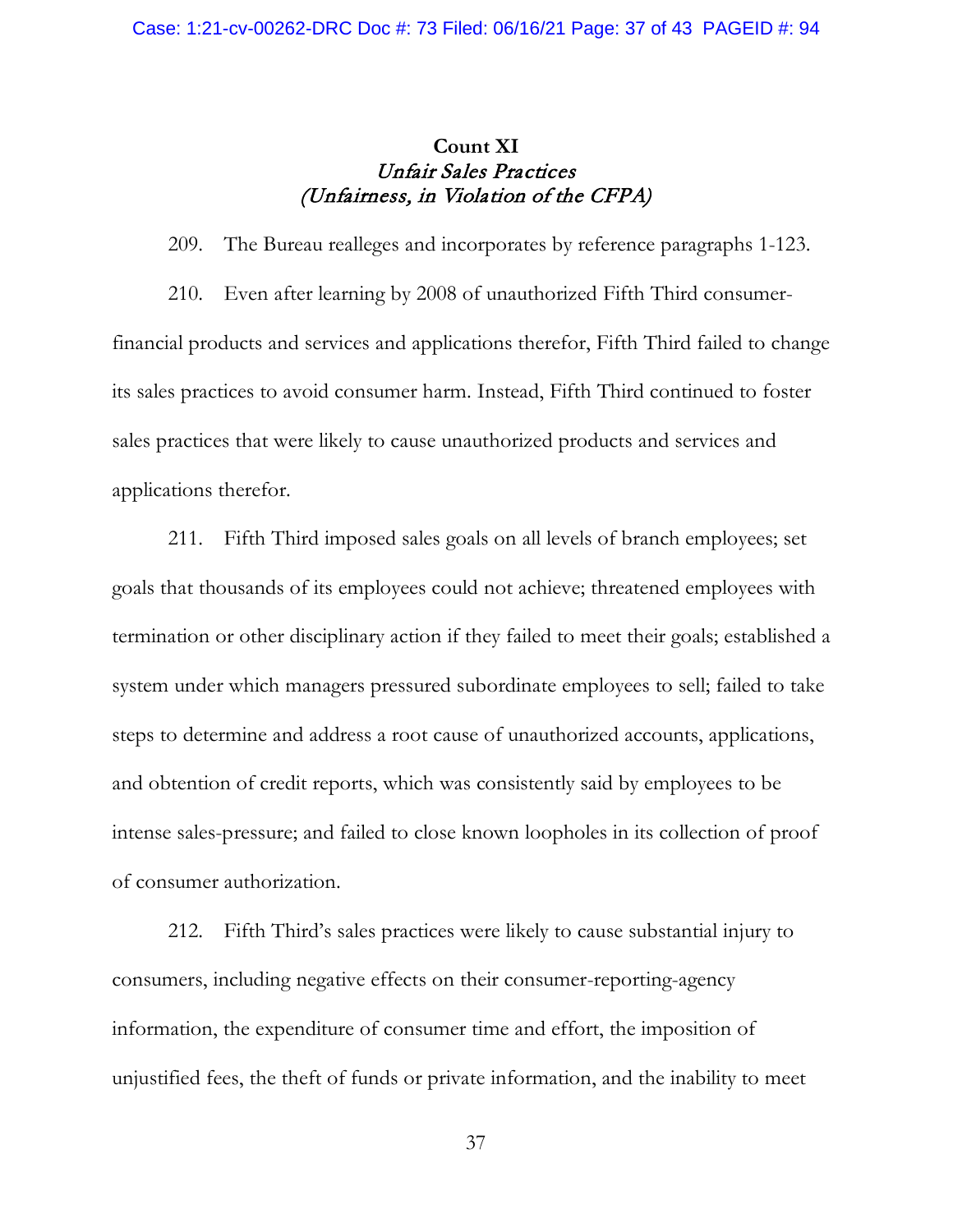**Count XI**
***Unfair Sales Practices***
***(Unfairness, in Violation of the CFPA)***

209. The Bureau realleges and incorporates by reference paragraphs 1-123.

210. Even after learning by 2008 of unauthorized Fifth Third consumer-financial products and services and applications therefor, Fifth Third failed to change its sales practices to avoid consumer harm. Instead, Fifth Third continued to foster sales practices that were likely to cause unauthorized products and services and applications therefor.

211. Fifth Third imposed sales goals on all levels of branch employees; set goals that thousands of its employees could not achieve; threatened employees with termination or other disciplinary action if they failed to meet their goals; established a system under which managers pressured subordinate employees to sell; failed to take steps to determine and address a root cause of unauthorized accounts, applications, and obtention of credit reports, which was consistently said by employees to be intense sales-pressure; and failed to close known loopholes in its collection of proof of consumer authorization.

212. Fifth Third's sales practices were likely to cause substantial injury to consumers, including negative effects on their consumer-reporting-agency information, the expenditure of consumer time and effort, the imposition of unjustified fees, the theft of funds or private information, and the inability to meet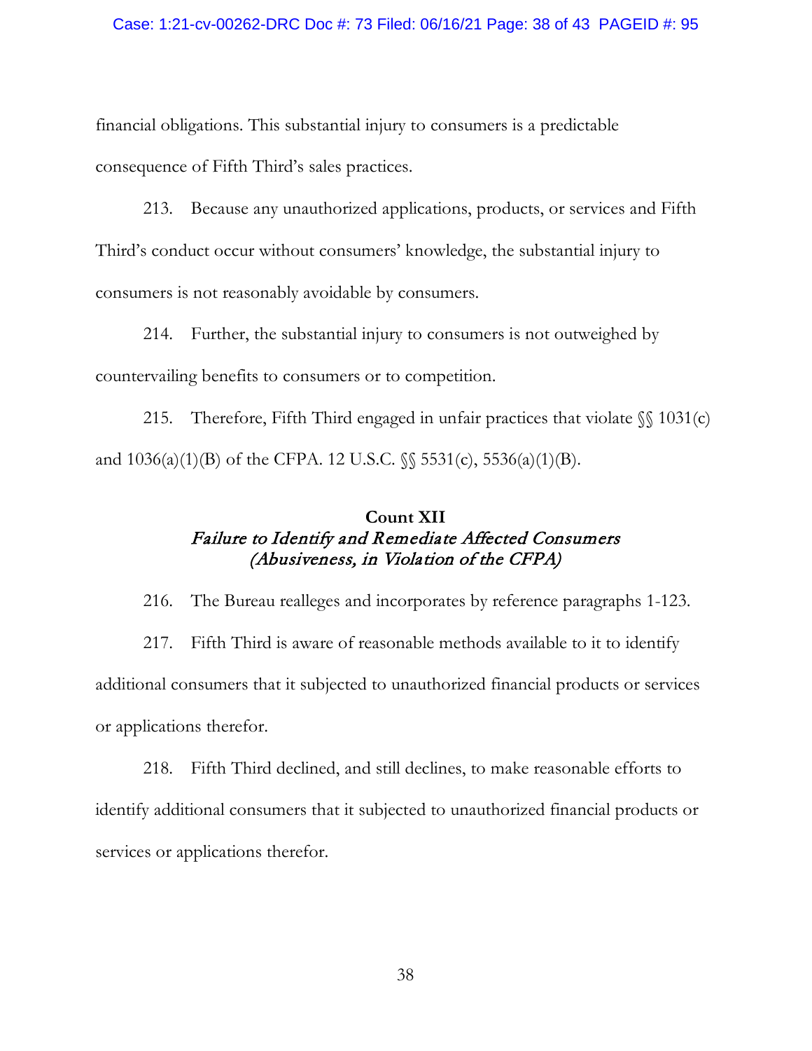financial obligations. This substantial injury to consumers is a predictable consequence of Fifth Third's sales practices.

213. Because any unauthorized applications, products, or services and Fifth Third's conduct occur without consumers' knowledge, the substantial injury to consumers is not reasonably avoidable by consumers.

214. Further, the substantial injury to consumers is not outweighed by countervailing benefits to consumers or to competition.

215. Therefore, Fifth Third engaged in unfair practices that violate §§ 1031(c) and 1036(a)(1)(B) of the CFPA. 12 U.S.C. §§ 5531(c), 5536(a)(1)(B).

**Count XII**
***Failure to Identify and Remediate Affected Consumers***
***(Abusiveness, in Violation of the CFPA)***

216. The Bureau realleges and incorporates by reference paragraphs 1-123.

217. Fifth Third is aware of reasonable methods available to it to identify additional consumers that it subjected to unauthorized financial products or services or applications therefor.

218. Fifth Third declined, and still declines, to make reasonable efforts to identify additional consumers that it subjected to unauthorized financial products or services or applications therefor.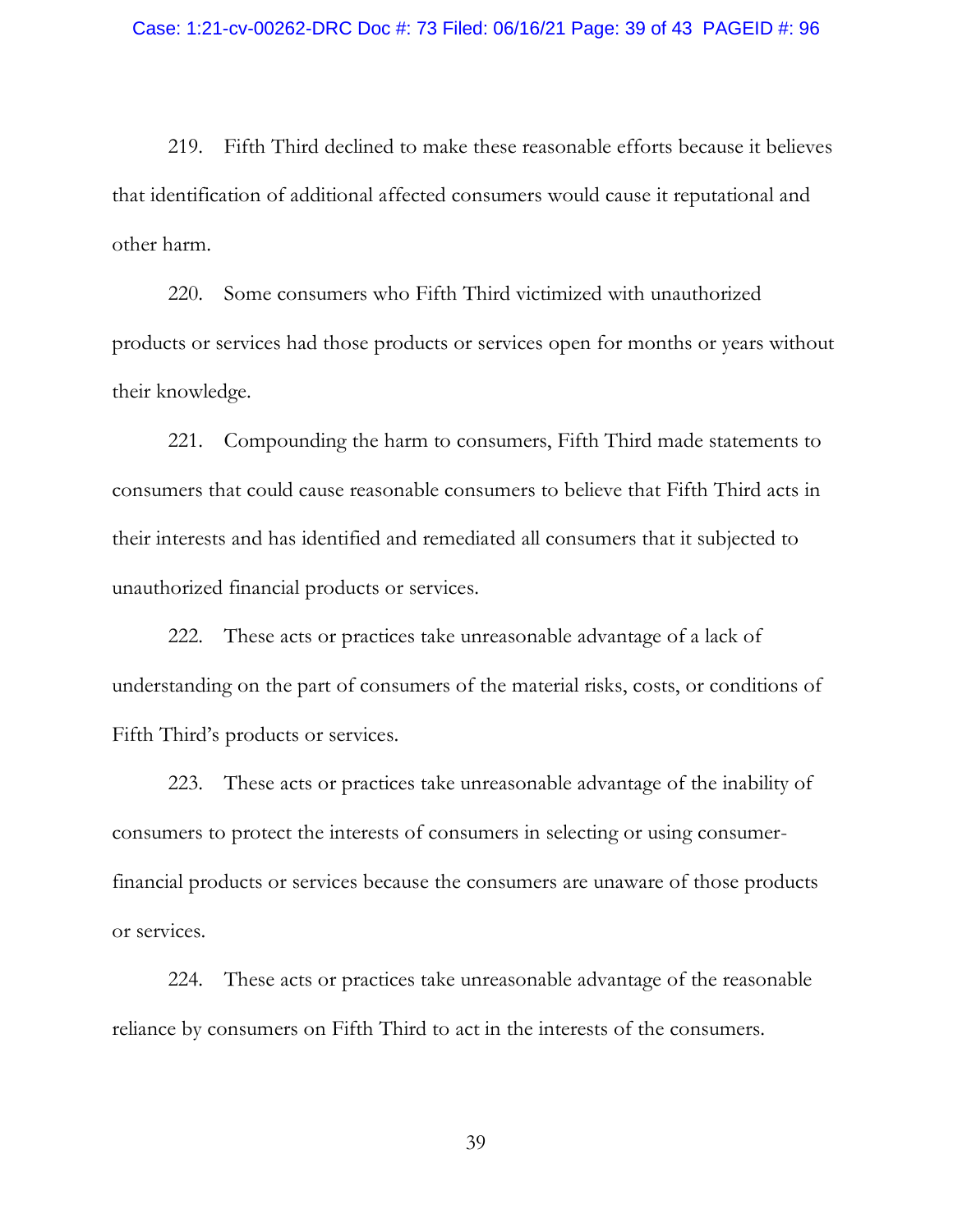219. Fifth Third declined to make these reasonable efforts because it believes that identification of additional affected consumers would cause it reputational and other harm.

220. Some consumers who Fifth Third victimized with unauthorized products or services had those products or services open for months or years without their knowledge.

221. Compounding the harm to consumers, Fifth Third made statements to consumers that could cause reasonable consumers to believe that Fifth Third acts in their interests and has identified and remediated all consumers that it subjected to unauthorized financial products or services.

222. These acts or practices take unreasonable advantage of a lack of understanding on the part of consumers of the material risks, costs, or conditions of Fifth Third's products or services.

223. These acts or practices take unreasonable advantage of the inability of consumers to protect the interests of consumers in selecting or using consumer-financial products or services because the consumers are unaware of those products or services.

224. These acts or practices take unreasonable advantage of the reasonable reliance by consumers on Fifth Third to act in the interests of the consumers.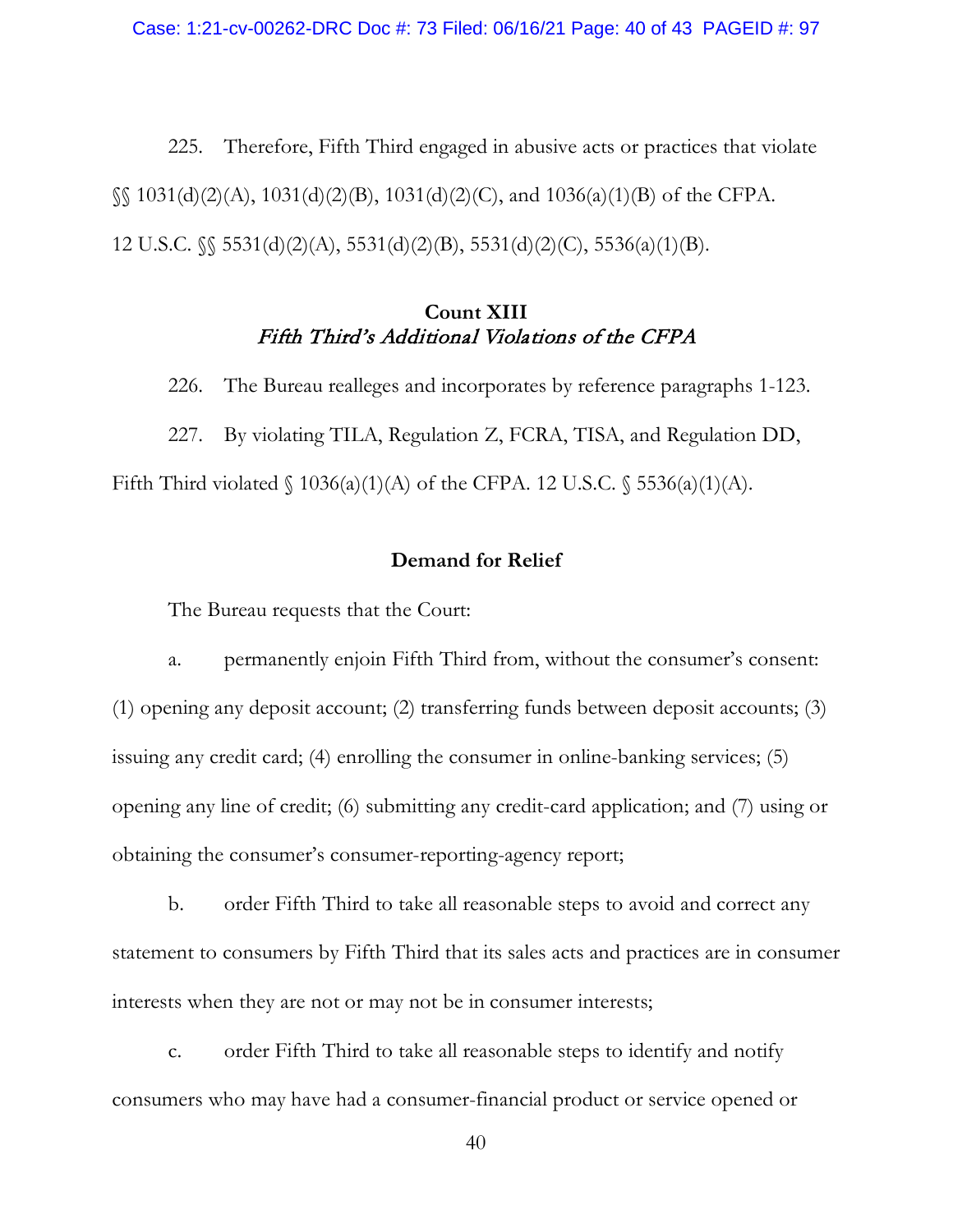225. Therefore, Fifth Third engaged in abusive acts or practices that violate §§ 1031(d)(2)(A), 1031(d)(2)(B), 1031(d)(2)(C), and 1036(a)(1)(B) of the CFPA. 12 U.S.C. §§ 5531(d)(2)(A), 5531(d)(2)(B), 5531(d)(2)(C), 5536(a)(1)(B).

**Count XIII**
***Fifth Third's Additional Violations of the CFPA***

226. The Bureau realleges and incorporates by reference paragraphs 1-123.

227. By violating TILA, Regulation Z, FCRA, TISA, and Regulation DD, Fifth Third violated § 1036(a)(1)(A) of the CFPA. 12 U.S.C. § 5536(a)(1)(A).

**Demand for Relief**

The Bureau requests that the Court:

a. permanently enjoin Fifth Third from, without the consumer's consent: (1) opening any deposit account; (2) transferring funds between deposit accounts; (3) issuing any credit card; (4) enrolling the consumer in online-banking services; (5) opening any line of credit; (6) submitting any credit-card application; and (7) using or obtaining the consumer's consumer-reporting-agency report;

b. order Fifth Third to take all reasonable steps to avoid and correct any statement to consumers by Fifth Third that its sales acts and practices are in consumer interests when they are not or may not be in consumer interests;

c. order Fifth Third to take all reasonable steps to identify and notify consumers who may have had a consumer-financial product or service opened or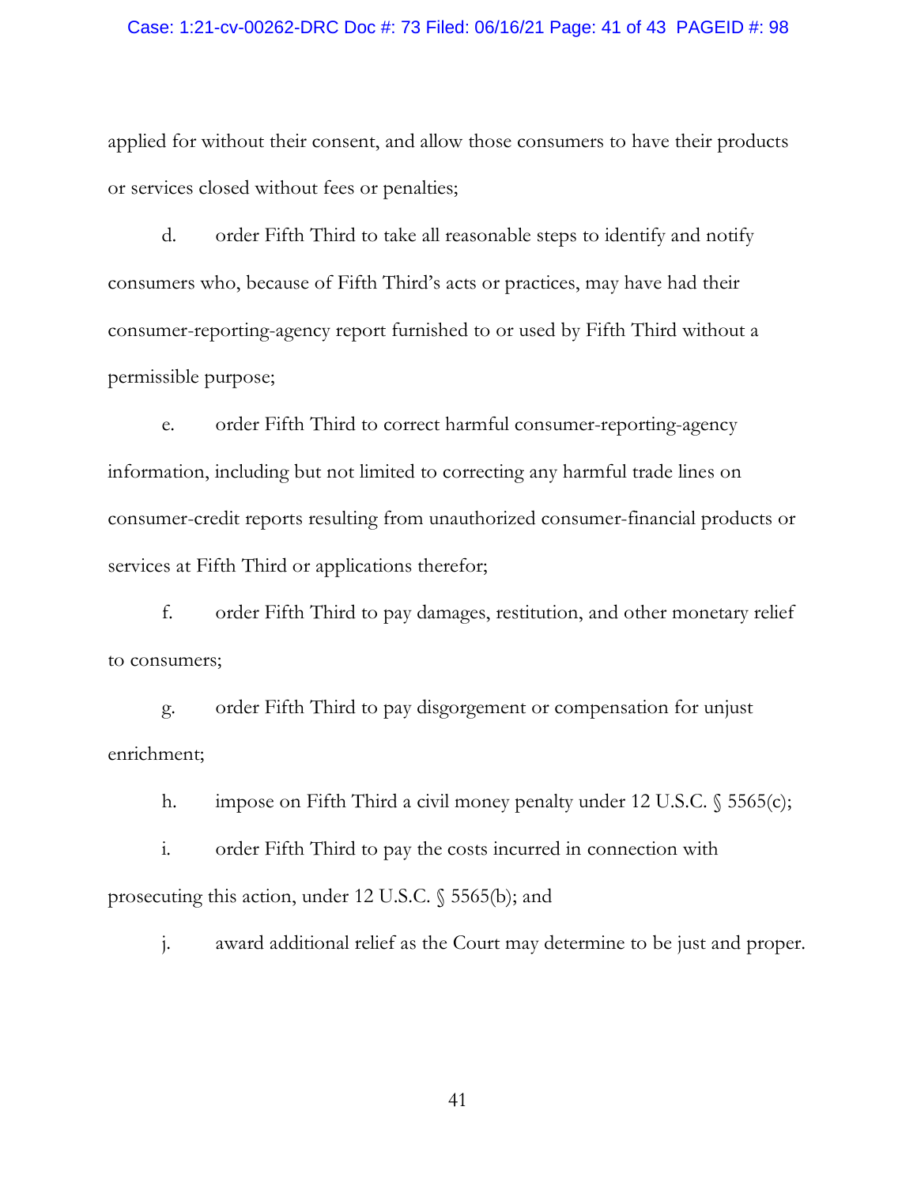applied for without their consent, and allow those consumers to have their products or services closed without fees or penalties;

d. order Fifth Third to take all reasonable steps to identify and notify consumers who, because of Fifth Third's acts or practices, may have had their consumer-reporting-agency report furnished to or used by Fifth Third without a permissible purpose;

e. order Fifth Third to correct harmful consumer-reporting-agency information, including but not limited to correcting any harmful trade lines on consumer-credit reports resulting from unauthorized consumer-financial products or services at Fifth Third or applications therefor;

f. order Fifth Third to pay damages, restitution, and other monetary relief to consumers;

g. order Fifth Third to pay disgorgement or compensation for unjust enrichment;

h. impose on Fifth Third a civil money penalty under 12 U.S.C. § 5565(c);

i. order Fifth Third to pay the costs incurred in connection with prosecuting this action, under 12 U.S.C. § 5565(b); and

j. award additional relief as the Court may determine to be just and proper.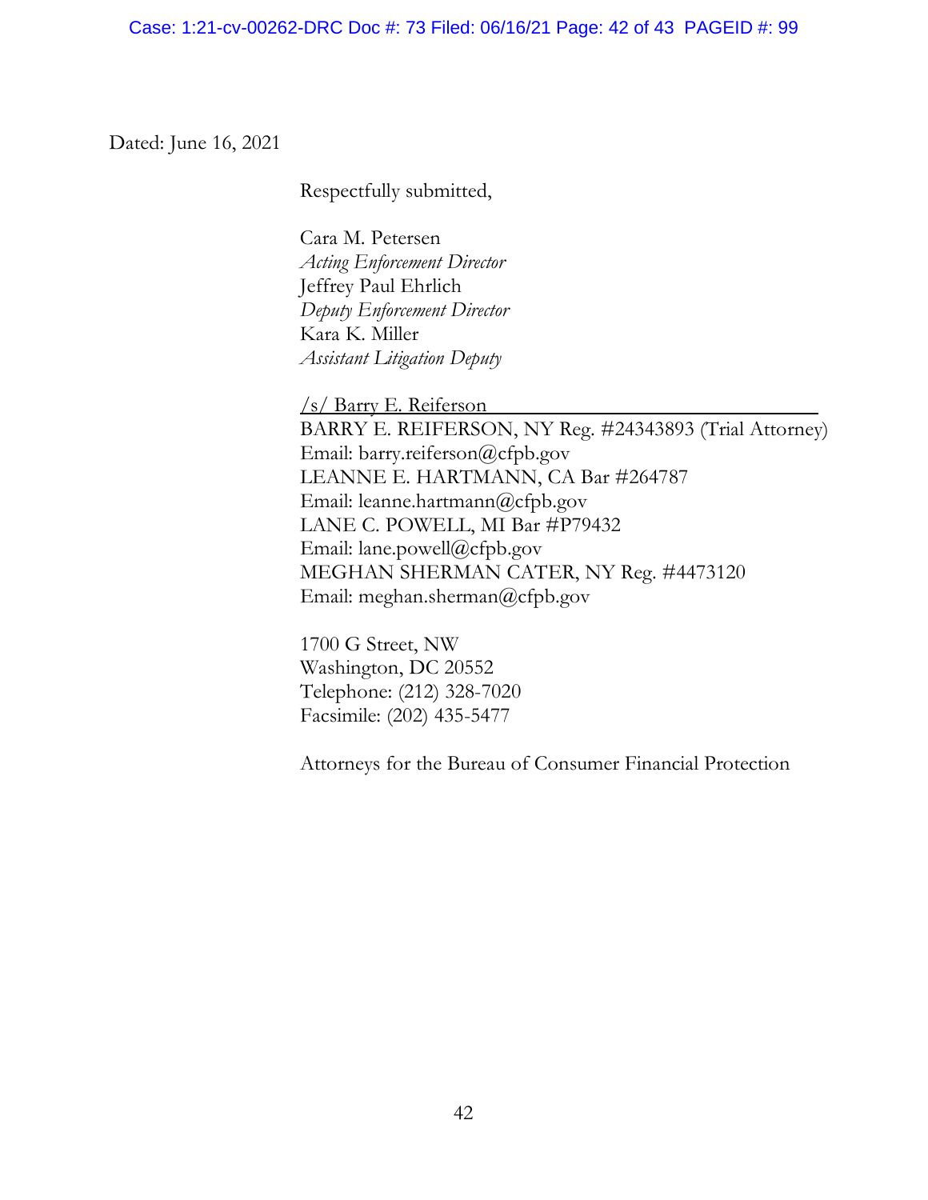Dated: June 16, 2021

Respectfully submitted,

Cara M. Petersen
*Acting Enforcement Director*
Jeffrey Paul Ehrlich
*Deputy Enforcement Director*
Kara K. Miller
*Assistant Litigation Deputy*

/s/ Barry E. Reiferson
BARRY E. REIFERSON, NY Reg. #24343893 (Trial Attorney)
Email: barry.reiferson@cfpb.gov
LEANNE E. HARTMANN, CA Bar #264787
Email: leanne.hartmann@cfpb.gov
LANE C. POWELL, MI Bar #P79432
Email: lane.powell@cfpb.gov
MEGHAN SHERMAN CATER, NY Reg. #4473120
Email: meghan.sherman@cfpb.gov

1700 G Street, NW
Washington, DC 20552
Telephone: (212) 328-7020
Facsimile: (202) 435-5477

Attorneys for the Bureau of Consumer Financial Protection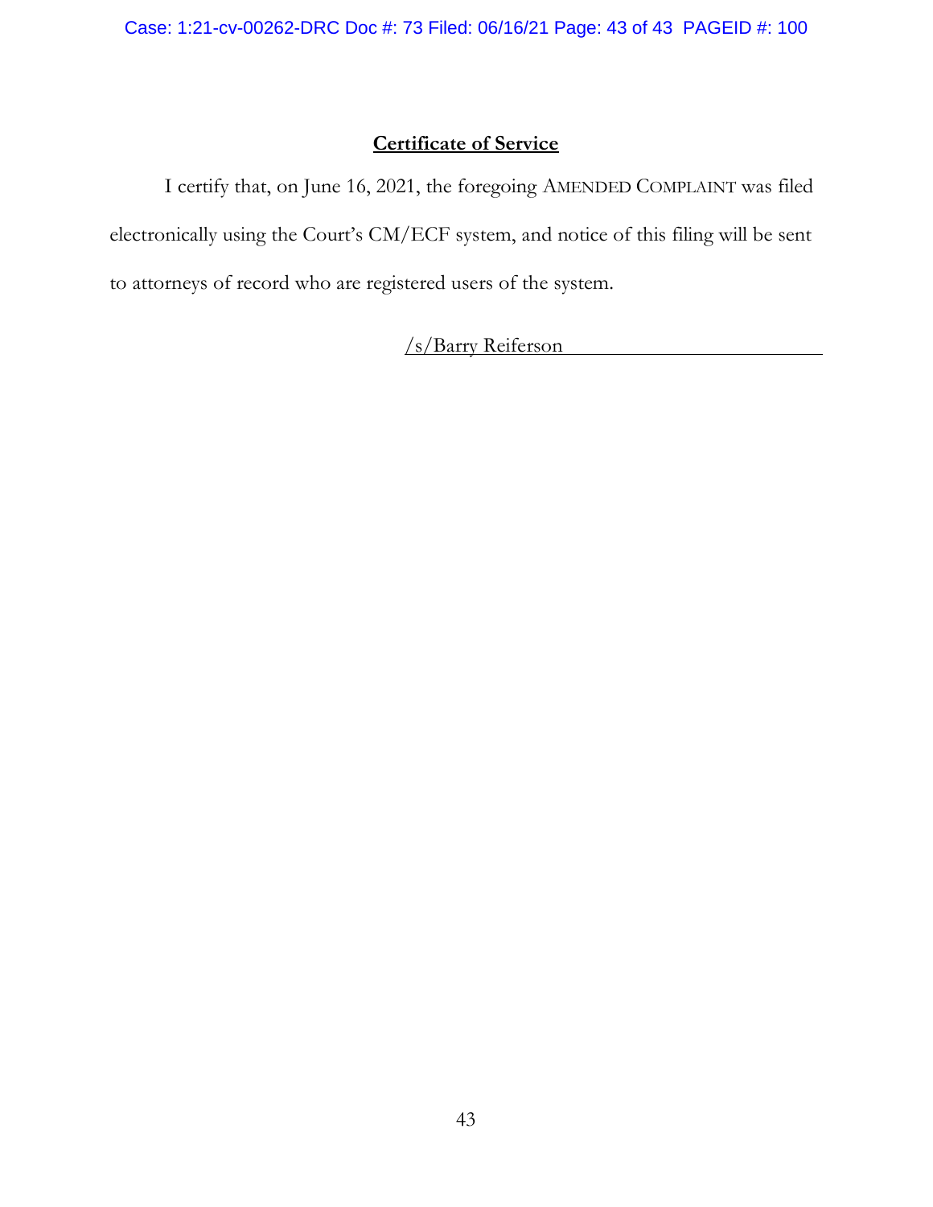## Certificate of Service

I certify that, on June 16, 2021, the foregoing AMENDED COMPLAINT was filed electronically using the Court's CM/ECF system, and notice of this filing will be sent to attorneys of record who are registered users of the system.

/s/Barry Reiferson